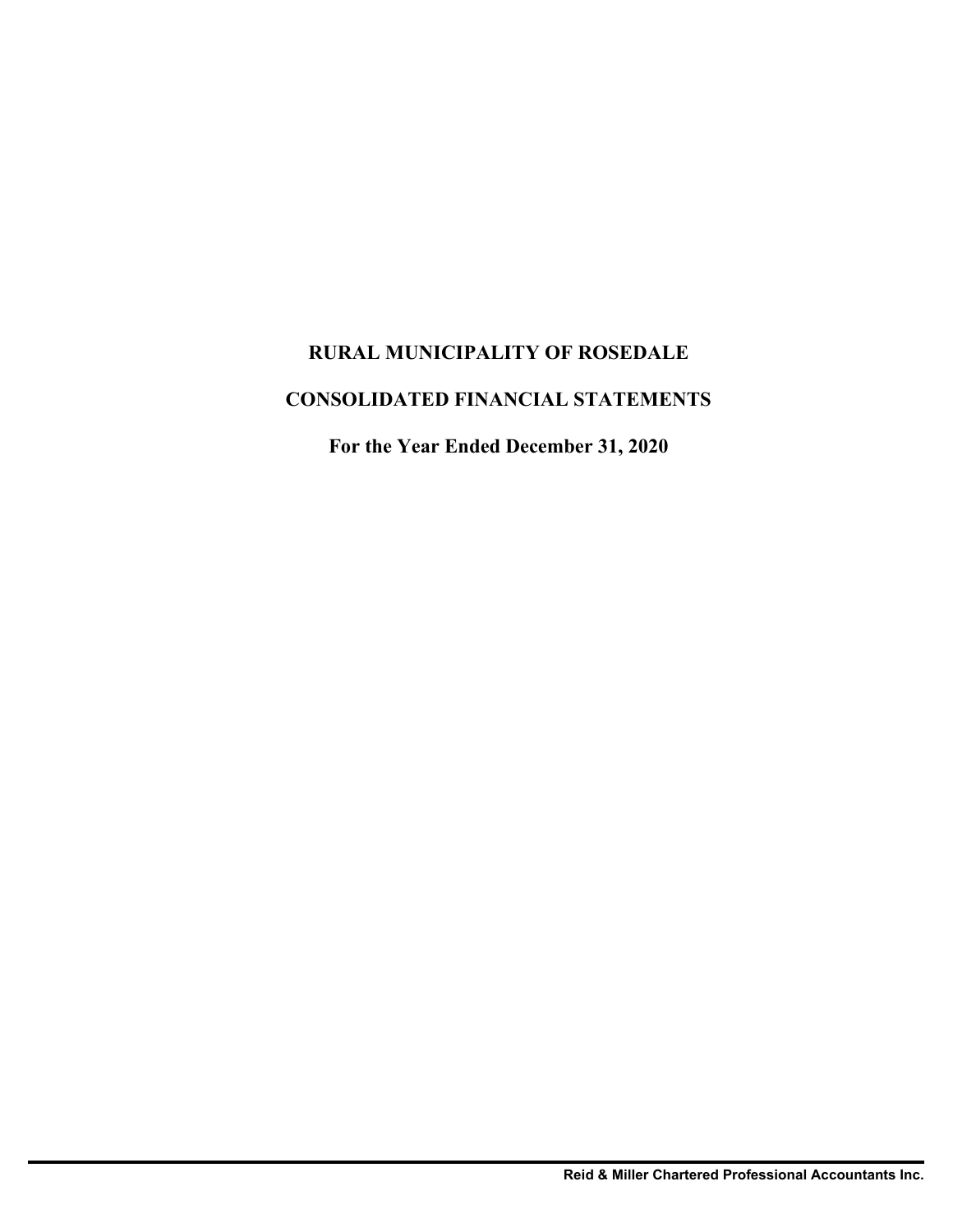# RURAL MUNICIPALITY OF ROSEDALE

## CONSOLIDATED FINANCIAL STATEMENTS

### For the Year Ended December 31, 2020

Reid & Miller Chartered Professional Accountants Inc.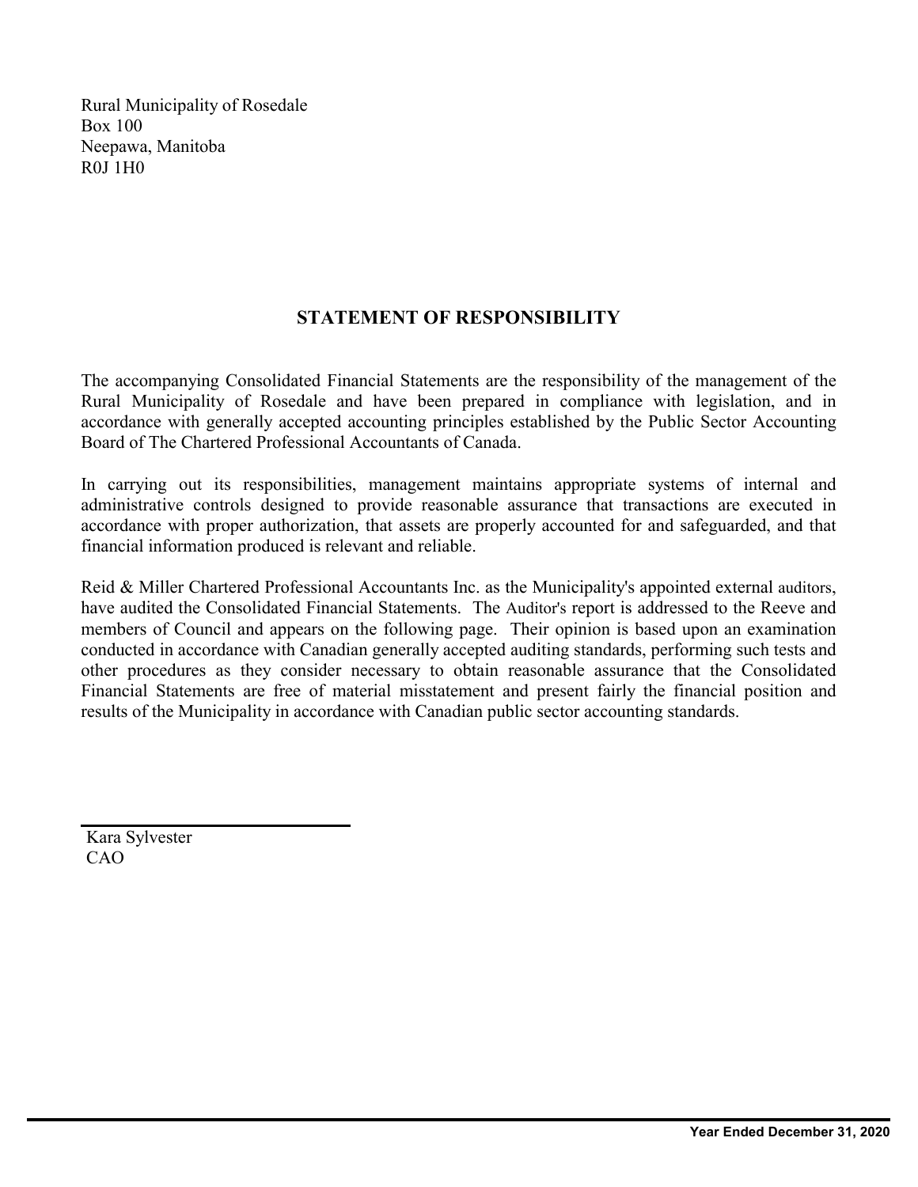Rural Municipality of Rosedale
Box 100
Neepawa, Manitoba
R0J 1H0

## STATEMENT OF RESPONSIBILITY

The accompanying Consolidated Financial Statements are the responsibility of the management of the Rural Municipality of Rosedale and have been prepared in compliance with legislation, and in accordance with generally accepted accounting principles established by the Public Sector Accounting Board of The Chartered Professional Accountants of Canada.

In carrying out its responsibilities, management maintains appropriate systems of internal and administrative controls designed to provide reasonable assurance that transactions are executed in accordance with proper authorization, that assets are properly accounted for and safeguarded, and that financial information produced is relevant and reliable.

Reid & Miller Chartered Professional Accountants Inc. as the Municipality's appointed external auditors, have audited the Consolidated Financial Statements. The Auditor's report is addressed to the Reeve and members of Council and appears on the following page. Their opinion is based upon an examination conducted in accordance with Canadian generally accepted auditing standards, performing such tests and other procedures as they consider necessary to obtain reasonable assurance that the Consolidated Financial Statements are free of material misstatement and present fairly the financial position and results of the Municipality in accordance with Canadian public sector accounting standards.

Kara Sylvester
CAO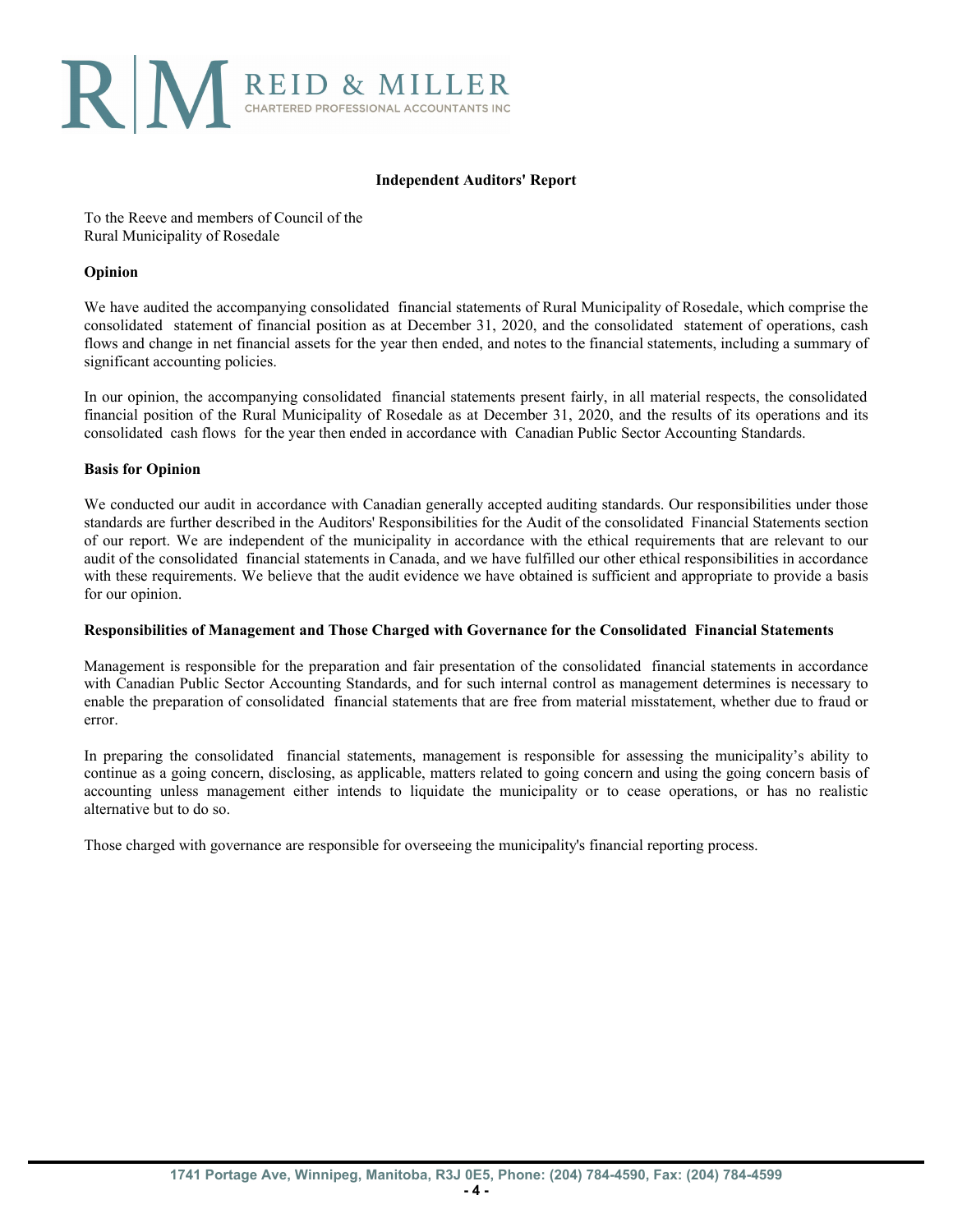REID & MILLER
CHARTERED PROFESSIONAL ACCOUNTANTS INC

## Independent Auditors' Report

To the Reeve and members of Council of the
Rural Municipality of Rosedale

### Opinion

We have audited the accompanying consolidated financial statements of Rural Municipality of Rosedale, which comprise the consolidated statement of financial position as at December 31, 2020, and the consolidated statement of operations, cash flows and change in net financial assets for the year then ended, and notes to the financial statements, including a summary of significant accounting policies.

In our opinion, the accompanying consolidated financial statements present fairly, in all material respects, the consolidated financial position of the Rural Municipality of Rosedale as at December 31, 2020, and the results of its operations and its consolidated cash flows for the year then ended in accordance with Canadian Public Sector Accounting Standards.

### Basis for Opinion

We conducted our audit in accordance with Canadian generally accepted auditing standards. Our responsibilities under those standards are further described in the Auditors' Responsibilities for the Audit of the consolidated Financial Statements section of our report. We are independent of the municipality in accordance with the ethical requirements that are relevant to our audit of the consolidated financial statements in Canada, and we have fulfilled our other ethical responsibilities in accordance with these requirements. We believe that the audit evidence we have obtained is sufficient and appropriate to provide a basis for our opinion.

### Responsibilities of Management and Those Charged with Governance for the Consolidated Financial Statements

Management is responsible for the preparation and fair presentation of the consolidated financial statements in accordance with Canadian Public Sector Accounting Standards, and for such internal control as management determines is necessary to enable the preparation of consolidated financial statements that are free from material misstatement, whether due to fraud or error.

In preparing the consolidated financial statements, management is responsible for assessing the municipality's ability to continue as a going concern, disclosing, as applicable, matters related to going concern and using the going concern basis of accounting unless management either intends to liquidate the municipality or to cease operations, or has no realistic alternative but to do so.

Those charged with governance are responsible for overseeing the municipality's financial reporting process.

1741 Portage Ave, Winnipeg, Manitoba, R3J 0E5, Phone: (204) 784-4590, Fax: (204) 784-4599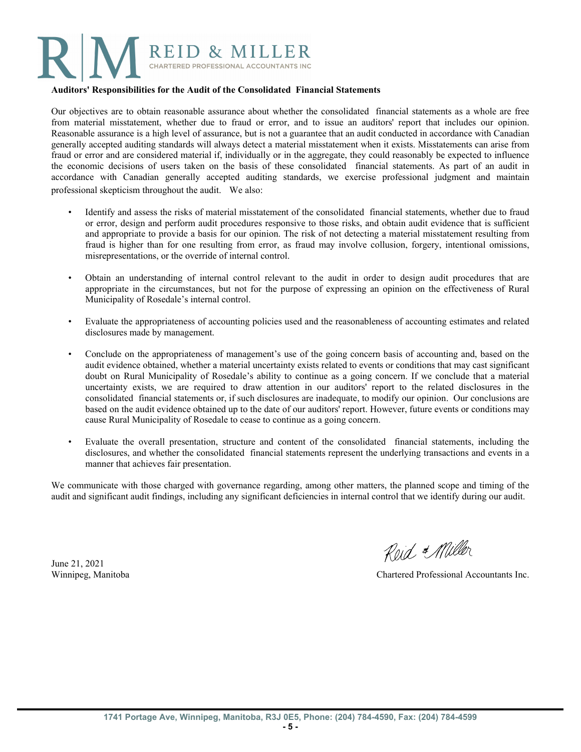### Auditors' Responsibilities for the Audit of the Consolidated Financial Statements

Our objectives are to obtain reasonable assurance about whether the consolidated financial statements as a whole are free from material misstatement, whether due to fraud or error, and to issue an auditors' report that includes our opinion. Reasonable assurance is a high level of assurance, but is not a guarantee that an audit conducted in accordance with Canadian generally accepted auditing standards will always detect a material misstatement when it exists. Misstatements can arise from fraud or error and are considered material if, individually or in the aggregate, they could reasonably be expected to influence the economic decisions of users taken on the basis of these consolidated financial statements. As part of an audit in accordance with Canadian generally accepted auditing standards, we exercise professional judgment and maintain professional skepticism throughout the audit. We also:

- Identify and assess the risks of material misstatement of the consolidated financial statements, whether due to fraud or error, design and perform audit procedures responsive to those risks, and obtain audit evidence that is sufficient and appropriate to provide a basis for our opinion. The risk of not detecting a material misstatement resulting from fraud is higher than for one resulting from error, as fraud may involve collusion, forgery, intentional omissions, misrepresentations, or the override of internal control.

- Obtain an understanding of internal control relevant to the audit in order to design audit procedures that are appropriate in the circumstances, but not for the purpose of expressing an opinion on the effectiveness of Rural Municipality of Rosedale's internal control.

- Evaluate the appropriateness of accounting policies used and the reasonableness of accounting estimates and related disclosures made by management.

- Conclude on the appropriateness of management's use of the going concern basis of accounting and, based on the audit evidence obtained, whether a material uncertainty exists related to events or conditions that may cast significant doubt on Rural Municipality of Rosedale's ability to continue as a going concern. If we conclude that a material uncertainty exists, we are required to draw attention in our auditors' report to the related disclosures in the consolidated financial statements or, if such disclosures are inadequate, to modify our opinion. Our conclusions are based on the audit evidence obtained up to the date of our auditors' report. However, future events or conditions may cause Rural Municipality of Rosedale to cease to continue as a going concern.

- Evaluate the overall presentation, structure and content of the consolidated financial statements, including the disclosures, and whether the consolidated financial statements represent the underlying transactions and events in a manner that achieves fair presentation.

We communicate with those charged with governance regarding, among other matters, the planned scope and timing of the audit and significant audit findings, including any significant deficiencies in internal control that we identify during our audit.

Reid & Miller

June 21, 2021
Winnipeg, Manitoba

Chartered Professional Accountants Inc.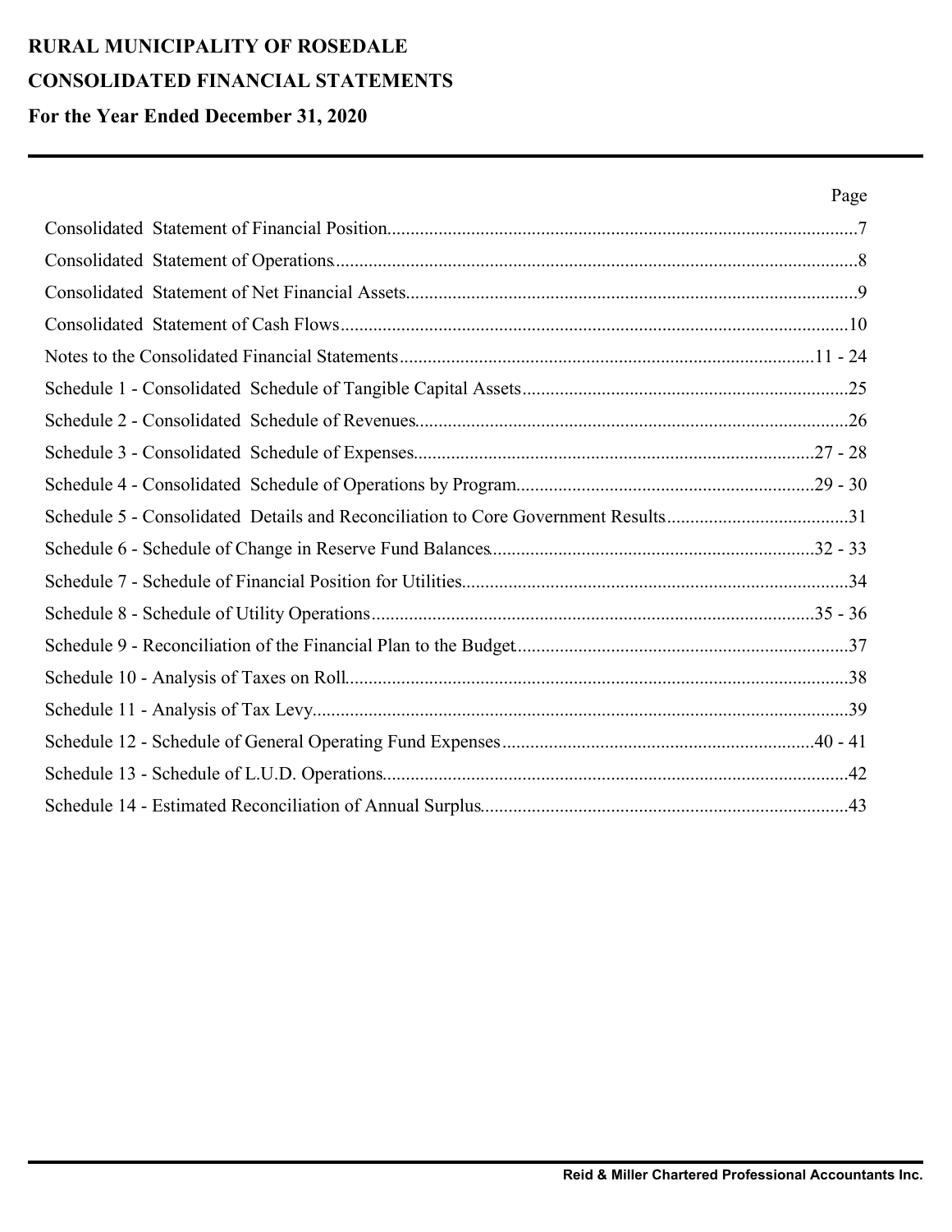# RURAL MUNICIPALITY OF ROSEDALE

## CONSOLIDATED FINANCIAL STATEMENTS

### For the Year Ended December 31, 2020

| | Page |
|---|---|
| Consolidated Statement of Financial Position | 7 |
| Consolidated Statement of Operations | 8 |
| Consolidated Statement of Net Financial Assets | 9 |
| Consolidated Statement of Cash Flows | 10 |
| Notes to the Consolidated Financial Statements | 11 - 24 |
| Schedule 1 - Consolidated Schedule of Tangible Capital Assets | 25 |
| Schedule 2 - Consolidated Schedule of Revenues | 26 |
| Schedule 3 - Consolidated Schedule of Expenses | 27 - 28 |
| Schedule 4 - Consolidated Schedule of Operations by Program | 29 - 30 |
| Schedule 5 - Consolidated Details and Reconciliation to Core Government Results | 31 |
| Schedule 6 - Schedule of Change in Reserve Fund Balances | 32 - 33 |
| Schedule 7 - Schedule of Financial Position for Utilities | 34 |
| Schedule 8 - Schedule of Utility Operations | 35 - 36 |
| Schedule 9 - Reconciliation of the Financial Plan to the Budget | 37 |
| Schedule 10 - Analysis of Taxes on Roll | 38 |
| Schedule 11 - Analysis of Tax Levy | 39 |
| Schedule 12 - Schedule of General Operating Fund Expenses | 40 - 41 |
| Schedule 13 - Schedule of L.U.D. Operations | 42 |
| Schedule 14 - Estimated Reconciliation of Annual Surplus | 43 |

Reid & Miller Chartered Professional Accountants Inc.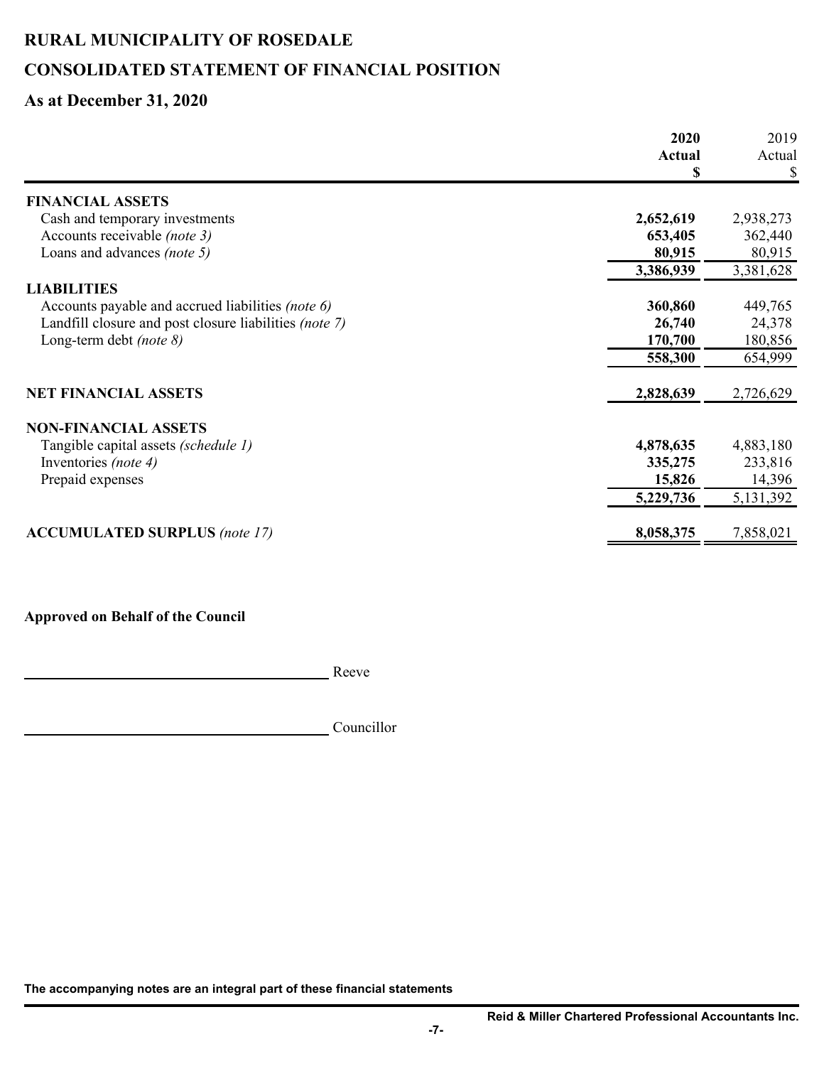# RURAL MUNICIPALITY OF ROSEDALE

## CONSOLIDATED STATEMENT OF FINANCIAL POSITION

### As at December 31, 2020

| | 2020 Actual $ | 2019 Actual $ |
|---|---|---|
| **FINANCIAL ASSETS** | | |
| Cash and temporary investments | **2,652,619** | 2,938,273 |
| Accounts receivable *(note 3)* | **653,405** | 362,440 |
| Loans and advances *(note 5)* | **80,915** | 80,915 |
| | **3,386,939** | 3,381,628 |
| **LIABILITIES** | | |
| Accounts payable and accrued liabilities *(note 6)* | **360,860** | 449,765 |
| Landfill closure and post closure liabilities *(note 7)* | **26,740** | 24,378 |
| Long-term debt *(note 8)* | **170,700** | 180,856 |
| | **558,300** | 654,999 |
| **NET FINANCIAL ASSETS** | **2,828,639** | 2,726,629 |
| **NON-FINANCIAL ASSETS** | | |
| Tangible capital assets *(schedule 1)* | **4,878,635** | 4,883,180 |
| Inventories *(note 4)* | **335,275** | 233,816 |
| Prepaid expenses | **15,826** | 14,396 |
| | **5,229,736** | 5,131,392 |
| **ACCUMULATED SURPLUS** *(note 17)* | **8,058,375** | 7,858,021 |

**Approved on Behalf of the Council**

_______________________________________ Reeve

_______________________________________ Councillor

**The accompanying notes are an integral part of these financial statements**

**Reid & Miller Chartered Professional Accountants Inc.**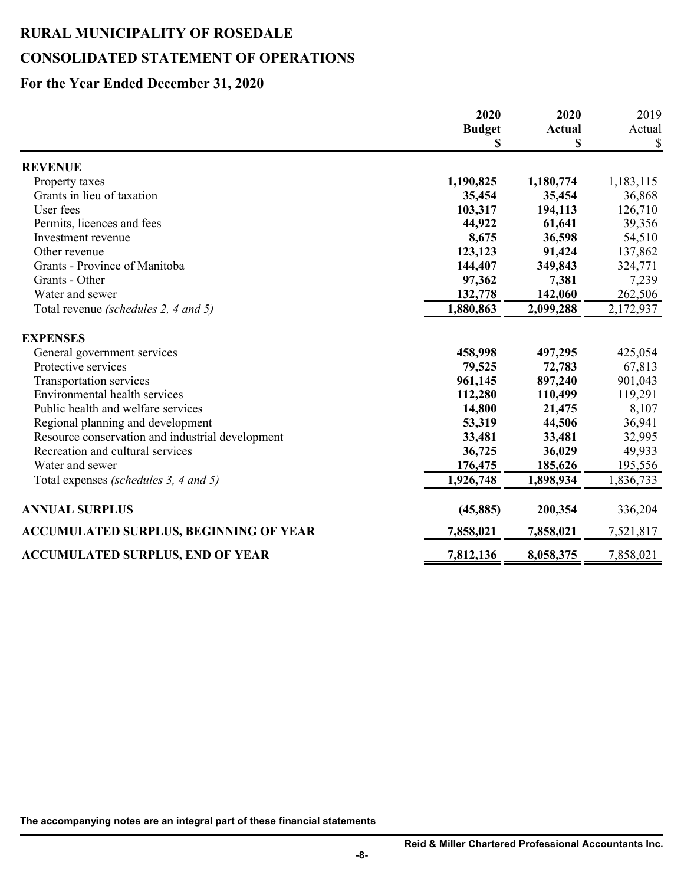# RURAL MUNICIPALITY OF ROSEDALE

## CONSOLIDATED STATEMENT OF OPERATIONS

### For the Year Ended December 31, 2020

| | 2020 Budget $ | 2020 Actual $ | 2019 Actual $ |
|---|---|---|---|
| **REVENUE** | | | |
| Property taxes | **1,190,825** | **1,180,774** | 1,183,115 |
| Grants in lieu of taxation | **35,454** | **35,454** | 36,868 |
| User fees | **103,317** | **194,113** | 126,710 |
| Permits, licences and fees | **44,922** | **61,641** | 39,356 |
| Investment revenue | **8,675** | **36,598** | 54,510 |
| Other revenue | **123,123** | **91,424** | 137,862 |
| Grants - Province of Manitoba | **144,407** | **349,843** | 324,771 |
| Grants - Other | **97,362** | **7,381** | 7,239 |
| Water and sewer | **132,778** | **142,060** | 262,506 |
| Total revenue *(schedules 2, 4 and 5)* | **1,880,863** | **2,099,288** | 2,172,937 |
| **EXPENSES** | | | |
| General government services | **458,998** | **497,295** | 425,054 |
| Protective services | **79,525** | **72,783** | 67,813 |
| Transportation services | **961,145** | **897,240** | 901,043 |
| Environmental health services | **112,280** | **110,499** | 119,291 |
| Public health and welfare services | **14,800** | **21,475** | 8,107 |
| Regional planning and development | **53,319** | **44,506** | 36,941 |
| Resource conservation and industrial development | **33,481** | **33,481** | 32,995 |
| Recreation and cultural services | **36,725** | **36,029** | 49,933 |
| Water and sewer | **176,475** | **185,626** | 195,556 |
| Total expenses *(schedules 3, 4 and 5)* | **1,926,748** | **1,898,934** | 1,836,733 |
| **ANNUAL SURPLUS** | **(45,885)** | **200,354** | 336,204 |
| **ACCUMULATED SURPLUS, BEGINNING OF YEAR** | **7,858,021** | **7,858,021** | 7,521,817 |
| **ACCUMULATED SURPLUS, END OF YEAR** | **7,812,136** | **8,058,375** | 7,858,021 |

**The accompanying notes are an integral part of these financial statements**

**Reid & Miller Chartered Professional Accountants Inc.**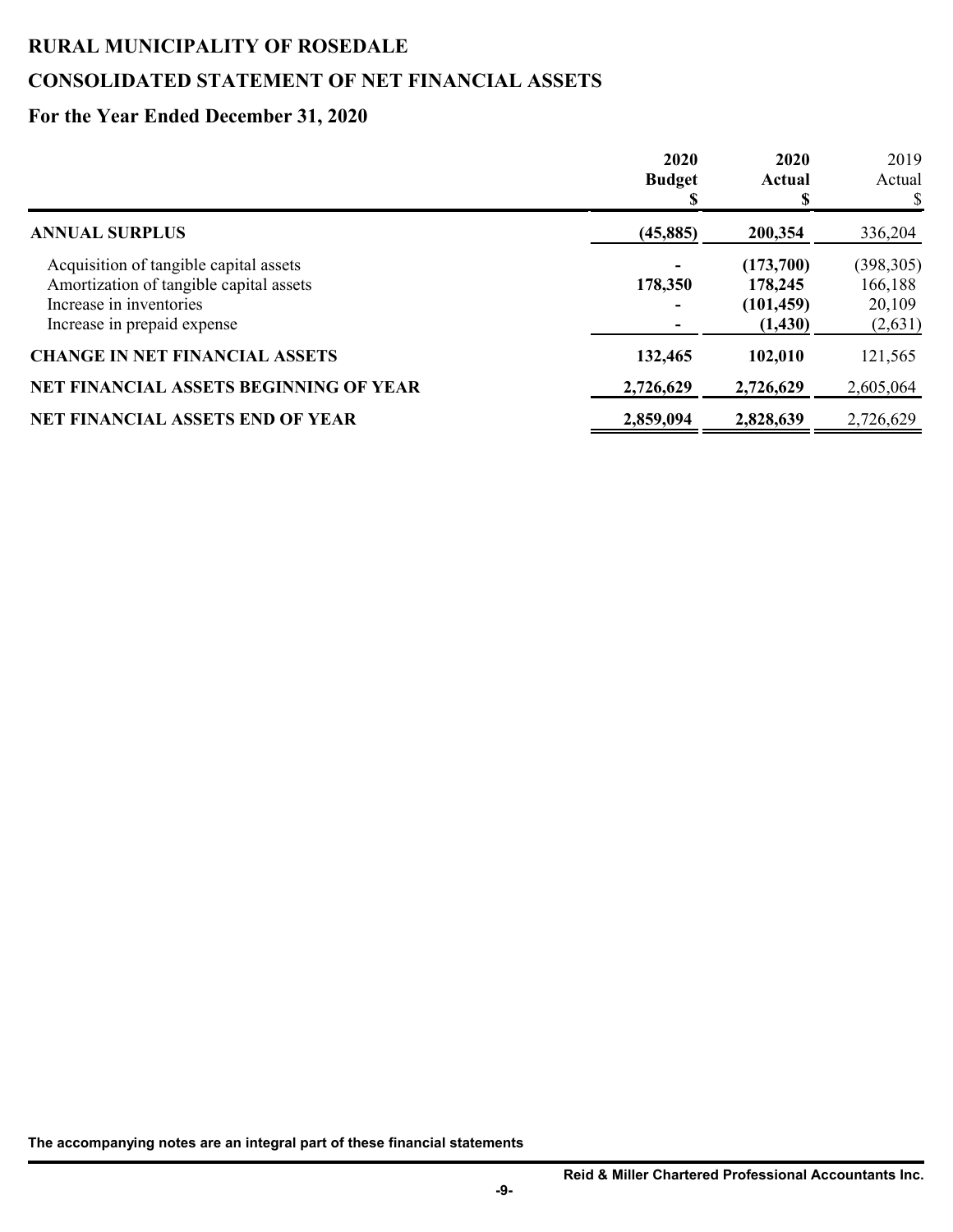# RURAL MUNICIPALITY OF ROSEDALE

## CONSOLIDATED STATEMENT OF NET FINANCIAL ASSETS

### For the Year Ended December 31, 2020

| | 2020 Budget $ | 2020 Actual $ | 2019 Actual $ |
|---|---|---|---|
| **ANNUAL SURPLUS** | **(45,885)** | **200,354** | 336,204 |
| Acquisition of tangible capital assets | **-** | **(173,700)** | (398,305) |
| Amortization of tangible capital assets | **178,350** | **178,245** | 166,188 |
| Increase in inventories | **-** | **(101,459)** | 20,109 |
| Increase in prepaid expense | **-** | **(1,430)** | (2,631) |
| **CHANGE IN NET FINANCIAL ASSETS** | **132,465** | **102,010** | 121,565 |
| **NET FINANCIAL ASSETS BEGINNING OF YEAR** | **2,726,629** | **2,726,629** | 2,605,064 |
| **NET FINANCIAL ASSETS END OF YEAR** | **2,859,094** | **2,828,639** | 2,726,629 |

**The accompanying notes are an integral part of these financial statements**

**Reid & Miller Chartered Professional Accountants Inc.**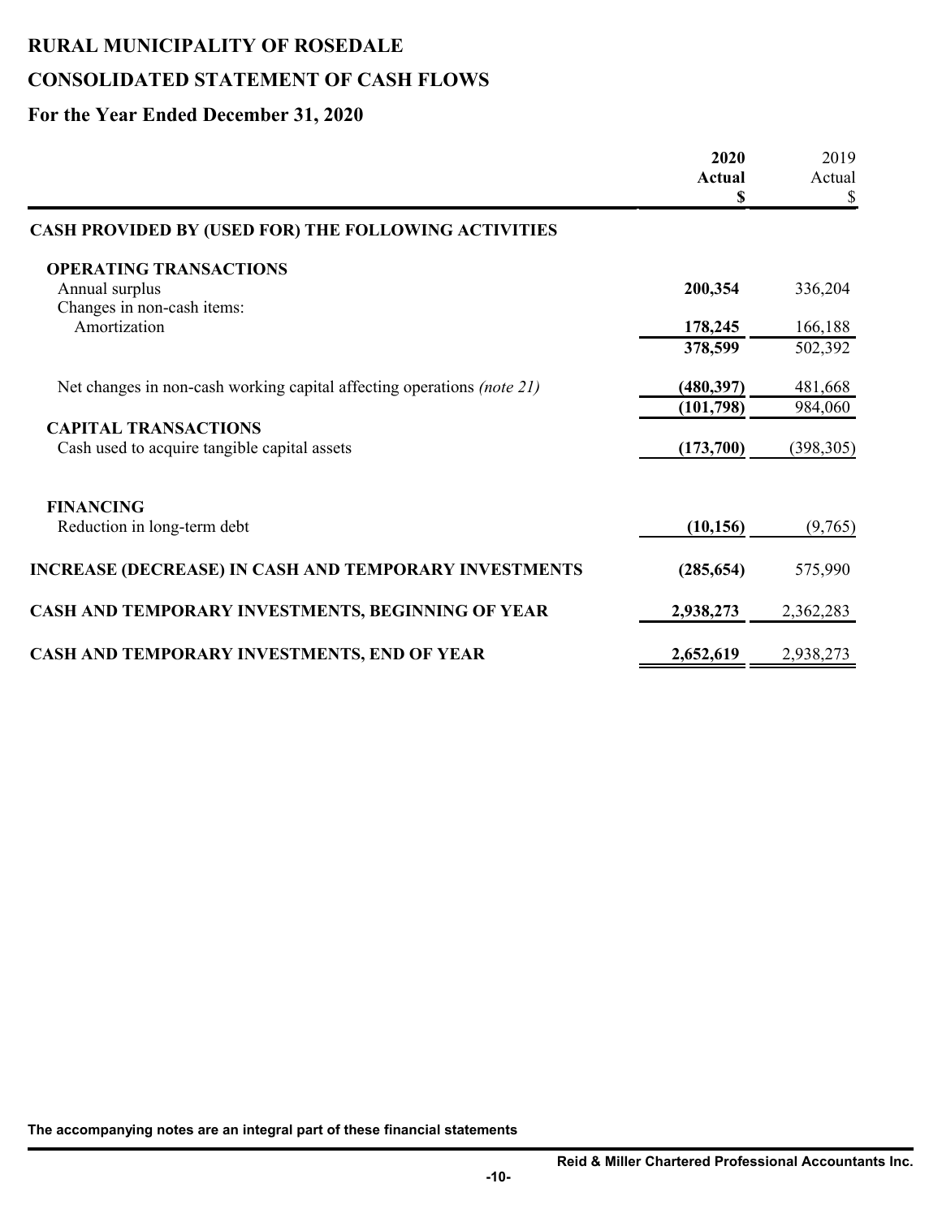# RURAL MUNICIPALITY OF ROSEDALE

## CONSOLIDATED STATEMENT OF CASH FLOWS

### For the Year Ended December 31, 2020

| | 2020 Actual $ | 2019 Actual $ |
|---|---|---|
| **CASH PROVIDED BY (USED FOR) THE FOLLOWING ACTIVITIES** | | |
| **OPERATING TRANSACTIONS** | | |
| Annual surplus | **200,354** | 336,204 |
| Changes in non-cash items: | | |
| Amortization | **178,245** | 166,188 |
| | **378,599** | 502,392 |
| Net changes in non-cash working capital affecting operations *(note 21)* | **(480,397)** | 481,668 |
| | **(101,798)** | 984,060 |
| **CAPITAL TRANSACTIONS** | | |
| Cash used to acquire tangible capital assets | **(173,700)** | (398,305) |
| **FINANCING** | | |
| Reduction in long-term debt | **(10,156)** | (9,765) |
| **INCREASE (DECREASE) IN CASH AND TEMPORARY INVESTMENTS** | **(285,654)** | 575,990 |
| **CASH AND TEMPORARY INVESTMENTS, BEGINNING OF YEAR** | **2,938,273** | 2,362,283 |
| **CASH AND TEMPORARY INVESTMENTS, END OF YEAR** | **2,652,619** | 2,938,273 |

**The accompanying notes are an integral part of these financial statements**

**Reid & Miller Chartered Professional Accountants Inc.**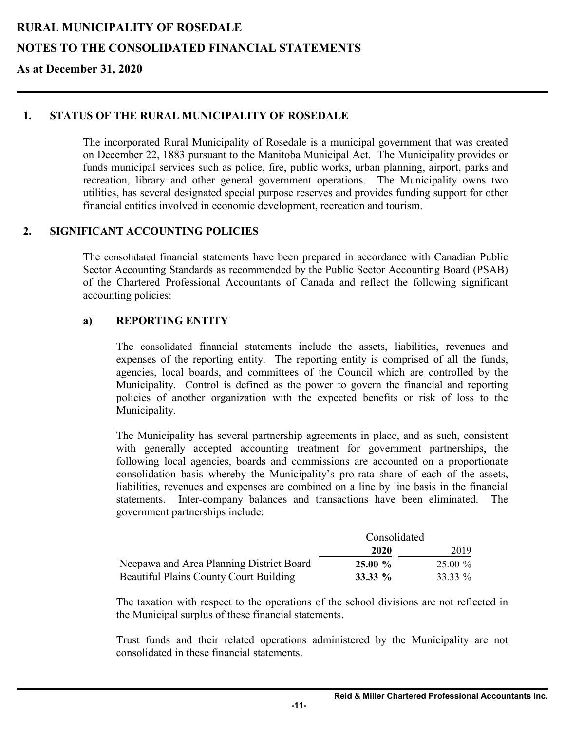# RURAL MUNICIPALITY OF ROSEDALE

## NOTES TO THE CONSOLIDATED FINANCIAL STATEMENTS

### As at December 31, 2020

## 1. STATUS OF THE RURAL MUNICIPALITY OF ROSEDALE

The incorporated Rural Municipality of Rosedale is a municipal government that was created on December 22, 1883 pursuant to the Manitoba Municipal Act. The Municipality provides or funds municipal services such as police, fire, public works, urban planning, airport, parks and recreation, library and other general government operations. The Municipality owns two utilities, has several designated special purpose reserves and provides funding support for other financial entities involved in economic development, recreation and tourism.

## 2. SIGNIFICANT ACCOUNTING POLICIES

The consolidated financial statements have been prepared in accordance with Canadian Public Sector Accounting Standards as recommended by the Public Sector Accounting Board (PSAB) of the Chartered Professional Accountants of Canada and reflect the following significant accounting policies:

### a) REPORTING ENTITY

The consolidated financial statements include the assets, liabilities, revenues and expenses of the reporting entity. The reporting entity is comprised of all the funds, agencies, local boards, and committees of the Council which are controlled by the Municipality. Control is defined as the power to govern the financial and reporting policies of another organization with the expected benefits or risk of loss to the Municipality.

The Municipality has several partnership agreements in place, and as such, consistent with generally accepted accounting treatment for government partnerships, the following local agencies, boards and commissions are accounted on a proportionate consolidation basis whereby the Municipality's pro-rata share of each of the assets, liabilities, revenues and expenses are combined on a line by line basis in the financial statements. Inter-company balances and transactions have been eliminated. The government partnerships include:

| | Consolidated | |
|---|---|---|
| | **2020** | 2019 |
| Neepawa and Area Planning District Board | **25.00 %** | 25.00 % |
| Beautiful Plains County Court Building | **33.33 %** | 33.33 % |

The taxation with respect to the operations of the school divisions are not reflected in the Municipal surplus of these financial statements.

Trust funds and their related operations administered by the Municipality are not consolidated in these financial statements.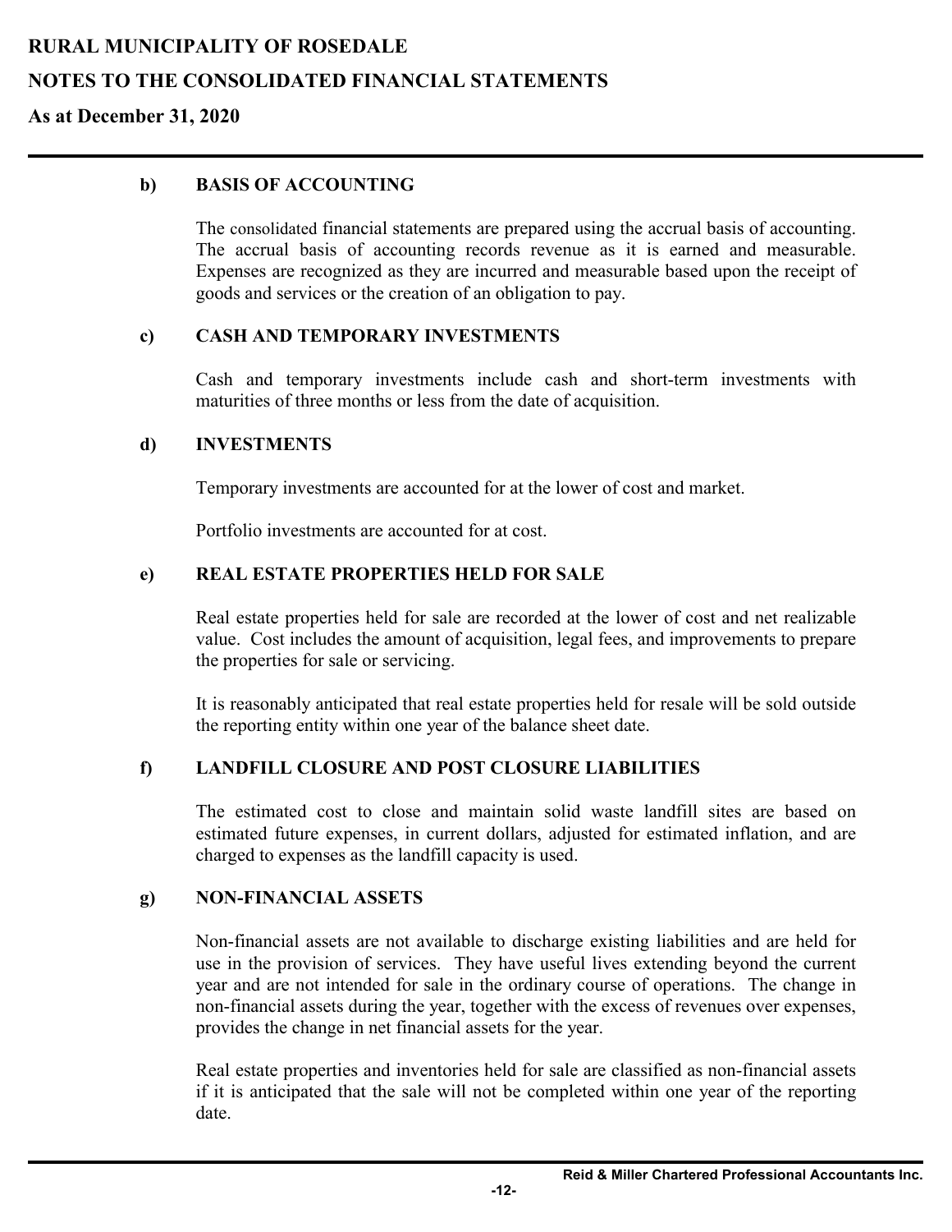### b) BASIS OF ACCOUNTING

The consolidated financial statements are prepared using the accrual basis of accounting. The accrual basis of accounting records revenue as it is earned and measurable. Expenses are recognized as they are incurred and measurable based upon the receipt of goods and services or the creation of an obligation to pay.

### c) CASH AND TEMPORARY INVESTMENTS

Cash and temporary investments include cash and short-term investments with maturities of three months or less from the date of acquisition.

### d) INVESTMENTS

Temporary investments are accounted for at the lower of cost and market.

Portfolio investments are accounted for at cost.

### e) REAL ESTATE PROPERTIES HELD FOR SALE

Real estate properties held for sale are recorded at the lower of cost and net realizable value. Cost includes the amount of acquisition, legal fees, and improvements to prepare the properties for sale or servicing.

It is reasonably anticipated that real estate properties held for resale will be sold outside the reporting entity within one year of the balance sheet date.

### f) LANDFILL CLOSURE AND POST CLOSURE LIABILITIES

The estimated cost to close and maintain solid waste landfill sites are based on estimated future expenses, in current dollars, adjusted for estimated inflation, and are charged to expenses as the landfill capacity is used.

### g) NON-FINANCIAL ASSETS

Non-financial assets are not available to discharge existing liabilities and are held for use in the provision of services. They have useful lives extending beyond the current year and are not intended for sale in the ordinary course of operations. The change in non-financial assets during the year, together with the excess of revenues over expenses, provides the change in net financial assets for the year.

Real estate properties and inventories held for sale are classified as non-financial assets if it is anticipated that the sale will not be completed within one year of the reporting date.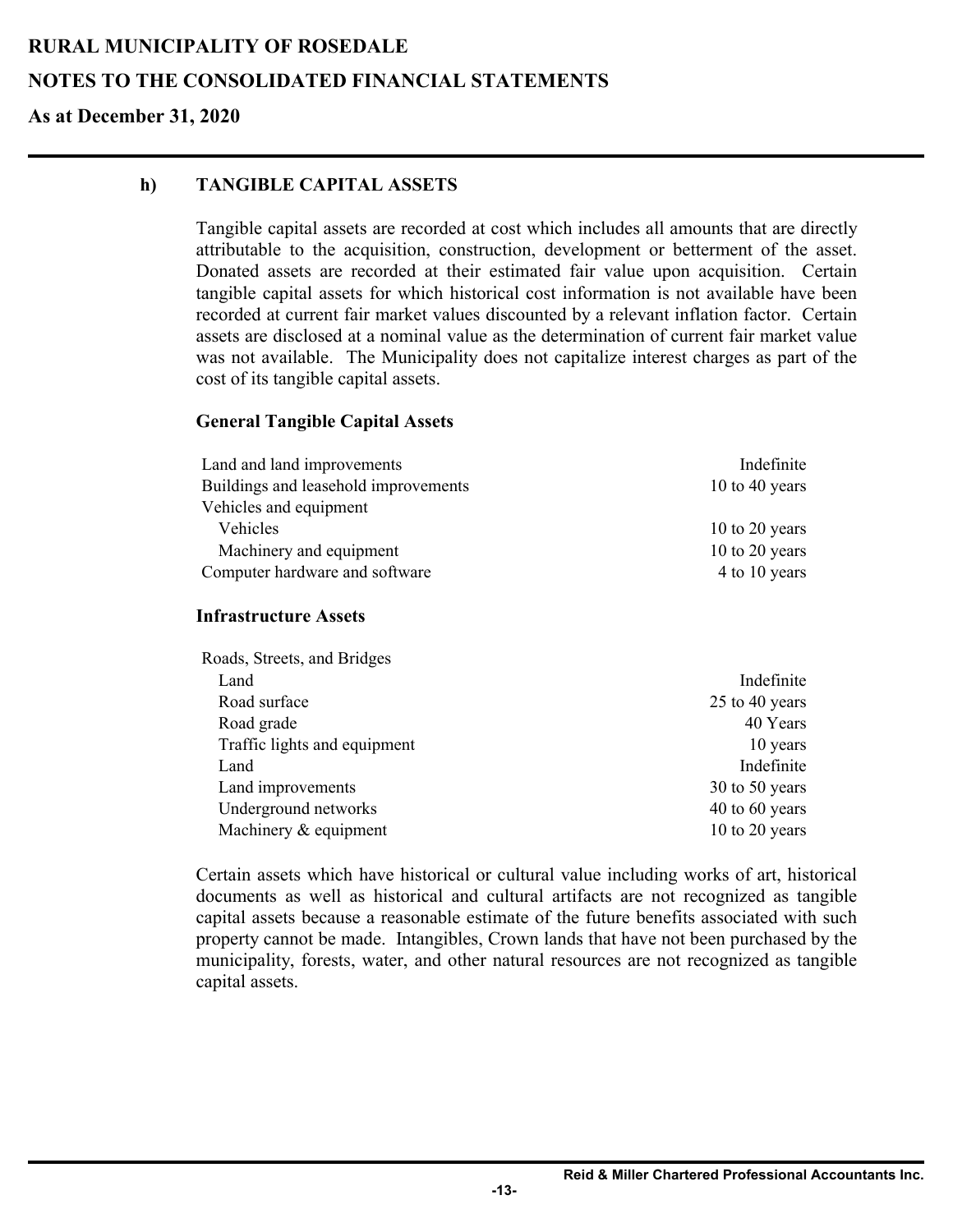**h) TANGIBLE CAPITAL ASSETS**

Tangible capital assets are recorded at cost which includes all amounts that are directly attributable to the acquisition, construction, development or betterment of the asset. Donated assets are recorded at their estimated fair value upon acquisition. Certain tangible capital assets for which historical cost information is not available have been recorded at current fair market values discounted by a relevant inflation factor. Certain assets are disclosed at a nominal value as the determination of current fair market value was not available. The Municipality does not capitalize interest charges as part of the cost of its tangible capital assets.

**General Tangible Capital Assets**

| | |
|---|---|
| Land and land improvements | Indefinite |
| Buildings and leasehold improvements | 10 to 40 years |
| Vehicles and equipment | |
| Vehicles | 10 to 20 years |
| Machinery and equipment | 10 to 20 years |
| Computer hardware and software | 4 to 10 years |

**Infrastructure Assets**

| | |
|---|---|
| Roads, Streets, and Bridges | |
| Land | Indefinite |
| Road surface | 25 to 40 years |
| Road grade | 40 Years |
| Traffic lights and equipment | 10 years |
| Land | Indefinite |
| Land improvements | 30 to 50 years |
| Underground networks | 40 to 60 years |
| Machinery & equipment | 10 to 20 years |

Certain assets which have historical or cultural value including works of art, historical documents as well as historical and cultural artifacts are not recognized as tangible capital assets because a reasonable estimate of the future benefits associated with such property cannot be made. Intangibles, Crown lands that have not been purchased by the municipality, forests, water, and other natural resources are not recognized as tangible capital assets.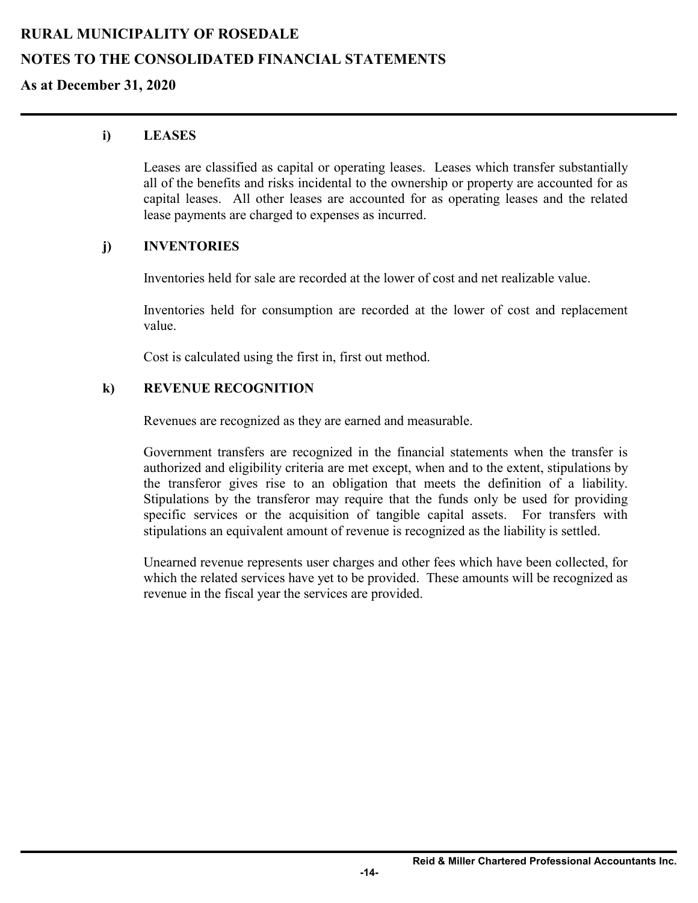### i) LEASES

Leases are classified as capital or operating leases. Leases which transfer substantially all of the benefits and risks incidental to the ownership or property are accounted for as capital leases. All other leases are accounted for as operating leases and the related lease payments are charged to expenses as incurred.

### j) INVENTORIES

Inventories held for sale are recorded at the lower of cost and net realizable value.

Inventories held for consumption are recorded at the lower of cost and replacement value.

Cost is calculated using the first in, first out method.

### k) REVENUE RECOGNITION

Revenues are recognized as they are earned and measurable.

Government transfers are recognized in the financial statements when the transfer is authorized and eligibility criteria are met except, when and to the extent, stipulations by the transferor gives rise to an obligation that meets the definition of a liability. Stipulations by the transferor may require that the funds only be used for providing specific services or the acquisition of tangible capital assets. For transfers with stipulations an equivalent amount of revenue is recognized as the liability is settled.

Unearned revenue represents user charges and other fees which have been collected, for which the related services have yet to be provided. These amounts will be recognized as revenue in the fiscal year the services are provided.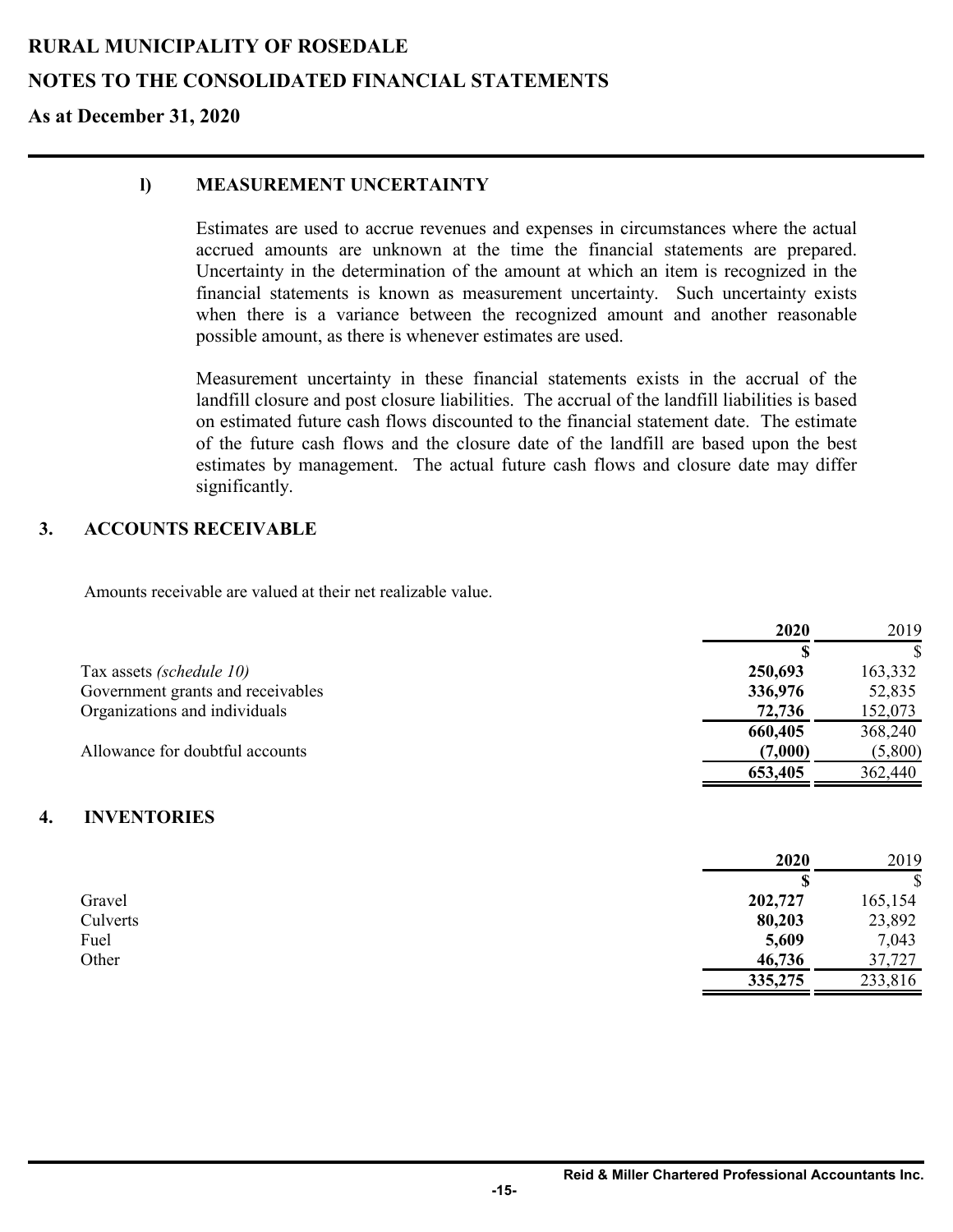# RURAL MUNICIPALITY OF ROSEDALE

## NOTES TO THE CONSOLIDATED FINANCIAL STATEMENTS

### As at December 31, 2020

### l) MEASUREMENT UNCERTAINTY

Estimates are used to accrue revenues and expenses in circumstances where the actual accrued amounts are unknown at the time the financial statements are prepared. Uncertainty in the determination of the amount at which an item is recognized in the financial statements is known as measurement uncertainty. Such uncertainty exists when there is a variance between the recognized amount and another reasonable possible amount, as there is whenever estimates are used.

Measurement uncertainty in these financial statements exists in the accrual of the landfill closure and post closure liabilities. The accrual of the landfill liabilities is based on estimated future cash flows discounted to the financial statement date. The estimate of the future cash flows and the closure date of the landfill are based upon the best estimates by management. The actual future cash flows and closure date may differ significantly.

## 3. ACCOUNTS RECEIVABLE

Amounts receivable are valued at their net realizable value.

| | **2020** | 2019 |
|---|---|---|
| | **$** | $ |
| Tax assets *(schedule 10)* | **250,693** | 163,332 |
| Government grants and receivables | **336,976** | 52,835 |
| Organizations and individuals | **72,736** | 152,073 |
| | **660,405** | 368,240 |
| Allowance for doubtful accounts | **(7,000)** | (5,800) |
| | **653,405** | 362,440 |

## 4. INVENTORIES

| | **2020** | 2019 |
|---|---|---|
| | **$** | $ |
| Gravel | **202,727** | 165,154 |
| Culverts | **80,203** | 23,892 |
| Fuel | **5,609** | 7,043 |
| Other | **46,736** | 37,727 |
| | **335,275** | 233,816 |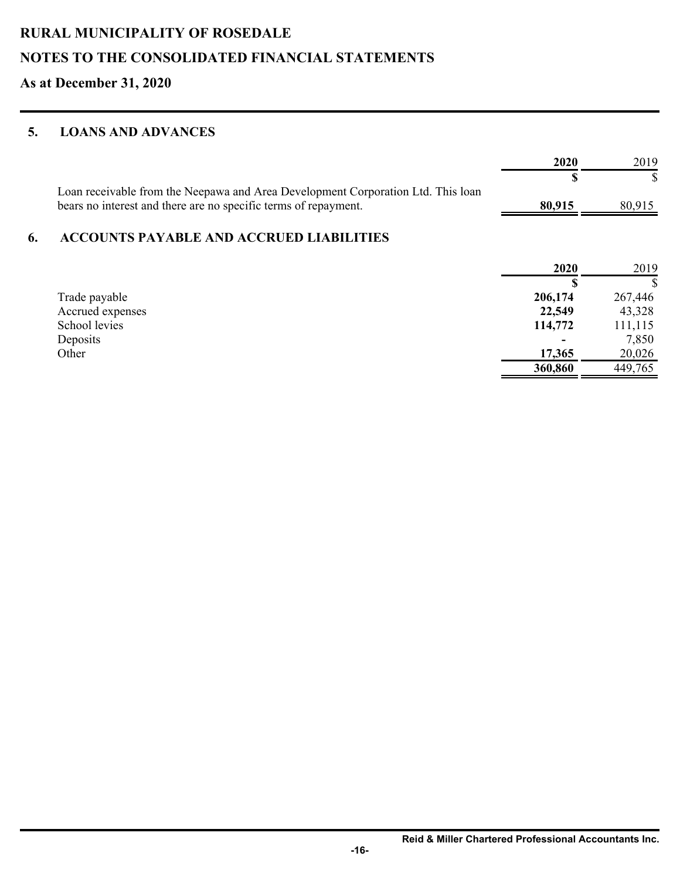# RURAL MUNICIPALITY OF ROSEDALE

## NOTES TO THE CONSOLIDATED FINANCIAL STATEMENTS

## As at December 31, 2020

### 5. LOANS AND ADVANCES

| | 2020 | 2019 |
|---|---|---|
| | $ | $ |
| Loan receivable from the Neepawa and Area Development Corporation Ltd. This loan bears no interest and there are no specific terms of repayment. | **80,915** | 80,915 |

### 6. ACCOUNTS PAYABLE AND ACCRUED LIABILITIES

| | 2020 | 2019 |
|---|---|---|
| | $ | $ |
| Trade payable | **206,174** | 267,446 |
| Accrued expenses | **22,549** | 43,328 |
| School levies | **114,772** | 111,115 |
| Deposits | **-** | 7,850 |
| Other | **17,365** | 20,026 |
| | **360,860** | 449,765 |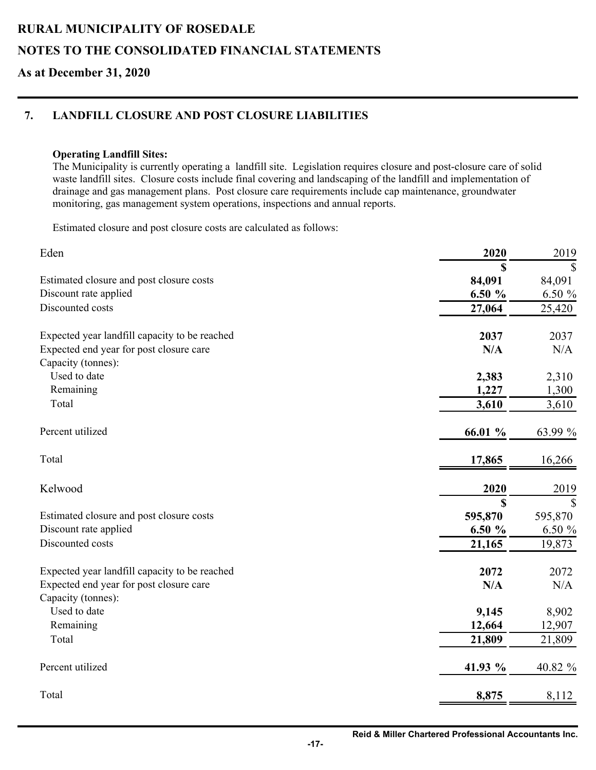**RURAL MUNICIPALITY OF ROSEDALE**

**NOTES TO THE CONSOLIDATED FINANCIAL STATEMENTS**

**As at December 31, 2020**

## 7. LANDFILL CLOSURE AND POST CLOSURE LIABILITIES

**Operating Landfill Sites:**

The Municipality is currently operating a landfill site. Legislation requires closure and post-closure care of solid waste landfill sites. Closure costs include final covering and landscaping of the landfill and implementation of drainage and gas management plans. Post closure care requirements include cap maintenance, groundwater monitoring, gas management system operations, inspections and annual reports.

Estimated closure and post closure costs are calculated as follows:

| Eden | **2020** | 2019 |
|---|---|---|
| | **$** | $ |
| Estimated closure and post closure costs | **84,091** | 84,091 |
| Discount rate applied | **6.50 %** | 6.50 % |
| Discounted costs | **27,064** | 25,420 |
| Expected year landfill capacity to be reached | **2037** | 2037 |
| Expected end year for post closure care | **N/A** | N/A |
| Capacity (tonnes): | | |
| Used to date | **2,383** | 2,310 |
| Remaining | **1,227** | 1,300 |
| Total | **3,610** | 3,610 |
| Percent utilized | **66.01 %** | 63.99 % |
| Total | **17,865** | 16,266 |

| Kelwood | **2020** | 2019 |
|---|---|---|
| | **$** | $ |
| Estimated closure and post closure costs | **595,870** | 595,870 |
| Discount rate applied | **6.50 %** | 6.50 % |
| Discounted costs | **21,165** | 19,873 |
| Expected year landfill capacity to be reached | **2072** | 2072 |
| Expected end year for post closure care | **N/A** | N/A |
| Capacity (tonnes): | | |
| Used to date | **9,145** | 8,902 |
| Remaining | **12,664** | 12,907 |
| Total | **21,809** | 21,809 |
| Percent utilized | **41.93 %** | 40.82 % |
| Total | **8,875** | 8,112 |

Reid & Miller Chartered Professional Accountants Inc.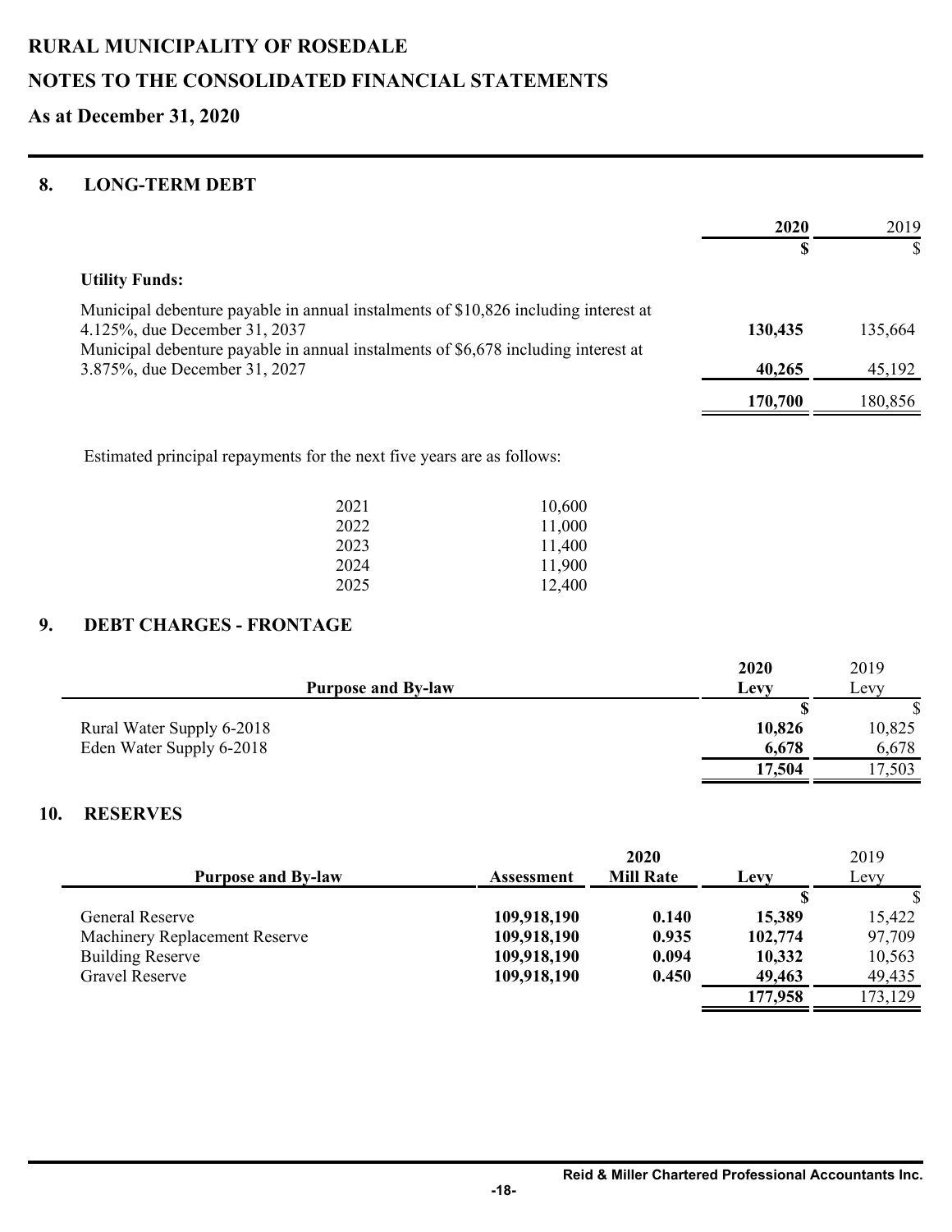# RURAL MUNICIPALITY OF ROSEDALE

## NOTES TO THE CONSOLIDATED FINANCIAL STATEMENTS

### As at December 31, 2020

## 8. LONG-TERM DEBT

| | 2020 | 2019 |
|---|---|---|
| | **$** | $ |
| **Utility Funds:** | | |
| Municipal debenture payable in annual instalments of $10,826 including interest at 4.125%, due December 31, 2037 | **130,435** | 135,664 |
| Municipal debenture payable in annual instalments of $6,678 including interest at 3.875%, due December 31, 2027 | **40,265** | 45,192 |
| | **170,700** | 180,856 |

Estimated principal repayments for the next five years are as follows:

| | |
|---|---|
| 2021 | 10,600 |
| 2022 | 11,000 |
| 2023 | 11,400 |
| 2024 | 11,900 |
| 2025 | 12,400 |

## 9. DEBT CHARGES - FRONTAGE

| Purpose and By-law | 2020 Levy | 2019 Levy |
|---|---|---|
| | **$** | $ |
| Rural Water Supply 6-2018 | **10,826** | 10,825 |
| Eden Water Supply 6-2018 | **6,678** | 6,678 |
| | **17,504** | 17,503 |

## 10. RESERVES

| Purpose and By-law | Assessment | 2020 Mill Rate | Levy | 2019 Levy |
|---|---|---|---|---|
| | | | **$** | $ |
| General Reserve | **109,918,190** | **0.140** | **15,389** | 15,422 |
| Machinery Replacement Reserve | **109,918,190** | **0.935** | **102,774** | 97,709 |
| Building Reserve | **109,918,190** | **0.094** | **10,332** | 10,563 |
| Gravel Reserve | **109,918,190** | **0.450** | **49,463** | 49,435 |
| | | | **177,958** | 173,129 |

Reid & Miller Chartered Professional Accountants Inc.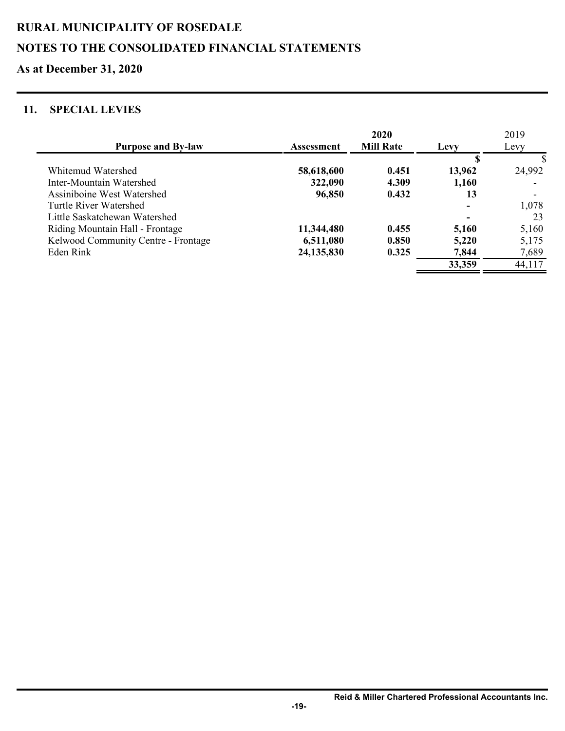# RURAL MUNICIPALITY OF ROSEDALE

## NOTES TO THE CONSOLIDATED FINANCIAL STATEMENTS

### As at December 31, 2020

## 11. SPECIAL LEVIES

| Purpose and By-law | Assessment | 2020 Mill Rate | Levy | 2019 Levy |
|---|---|---|---|---|
| | | | $ | $ |
| Whitemud Watershed | **58,618,600** | **0.451** | **13,962** | 24,992 |
| Inter-Mountain Watershed | **322,090** | **4.309** | **1,160** | - |
| Assiniboine West Watershed | **96,850** | **0.432** | **13** | - |
| Turtle River Watershed | | | **-** | 1,078 |
| Little Saskatchewan Watershed | | | **-** | 23 |
| Riding Mountain Hall - Frontage | **11,344,480** | **0.455** | **5,160** | 5,160 |
| Kelwood Community Centre - Frontage | **6,511,080** | **0.850** | **5,220** | 5,175 |
| Eden Rink | **24,135,830** | **0.325** | **7,844** | 7,689 |
| | | | **33,359** | 44,117 |

Reid & Miller Chartered Professional Accountants Inc.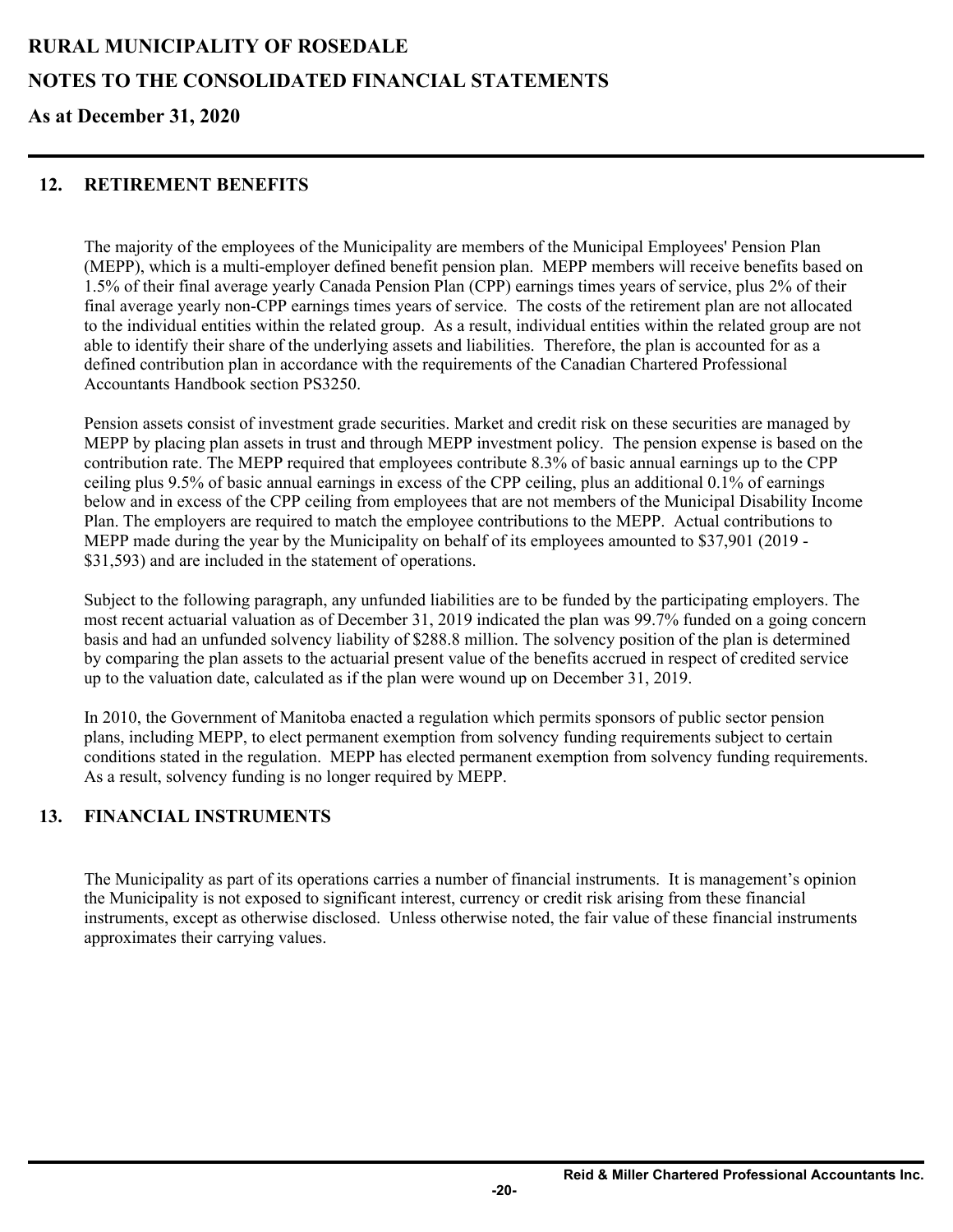## 12. RETIREMENT BENEFITS

The majority of the employees of the Municipality are members of the Municipal Employees' Pension Plan (MEPP), which is a multi-employer defined benefit pension plan. MEPP members will receive benefits based on 1.5% of their final average yearly Canada Pension Plan (CPP) earnings times years of service, plus 2% of their final average yearly non-CPP earnings times years of service. The costs of the retirement plan are not allocated to the individual entities within the related group. As a result, individual entities within the related group are not able to identify their share of the underlying assets and liabilities. Therefore, the plan is accounted for as a defined contribution plan in accordance with the requirements of the Canadian Chartered Professional Accountants Handbook section PS3250.

Pension assets consist of investment grade securities. Market and credit risk on these securities are managed by MEPP by placing plan assets in trust and through MEPP investment policy. The pension expense is based on the contribution rate. The MEPP required that employees contribute 8.3% of basic annual earnings up to the CPP ceiling plus 9.5% of basic annual earnings in excess of the CPP ceiling, plus an additional 0.1% of earnings below and in excess of the CPP ceiling from employees that are not members of the Municipal Disability Income Plan. The employers are required to match the employee contributions to the MEPP. Actual contributions to MEPP made during the year by the Municipality on behalf of its employees amounted to $37,901 (2019 - $31,593) and are included in the statement of operations.

Subject to the following paragraph, any unfunded liabilities are to be funded by the participating employers. The most recent actuarial valuation as of December 31, 2019 indicated the plan was 99.7% funded on a going concern basis and had an unfunded solvency liability of $288.8 million. The solvency position of the plan is determined by comparing the plan assets to the actuarial present value of the benefits accrued in respect of credited service up to the valuation date, calculated as if the plan were wound up on December 31, 2019.

In 2010, the Government of Manitoba enacted a regulation which permits sponsors of public sector pension plans, including MEPP, to elect permanent exemption from solvency funding requirements subject to certain conditions stated in the regulation. MEPP has elected permanent exemption from solvency funding requirements. As a result, solvency funding is no longer required by MEPP.

## 13. FINANCIAL INSTRUMENTS

The Municipality as part of its operations carries a number of financial instruments. It is management's opinion the Municipality is not exposed to significant interest, currency or credit risk arising from these financial instruments, except as otherwise disclosed. Unless otherwise noted, the fair value of these financial instruments approximates their carrying values.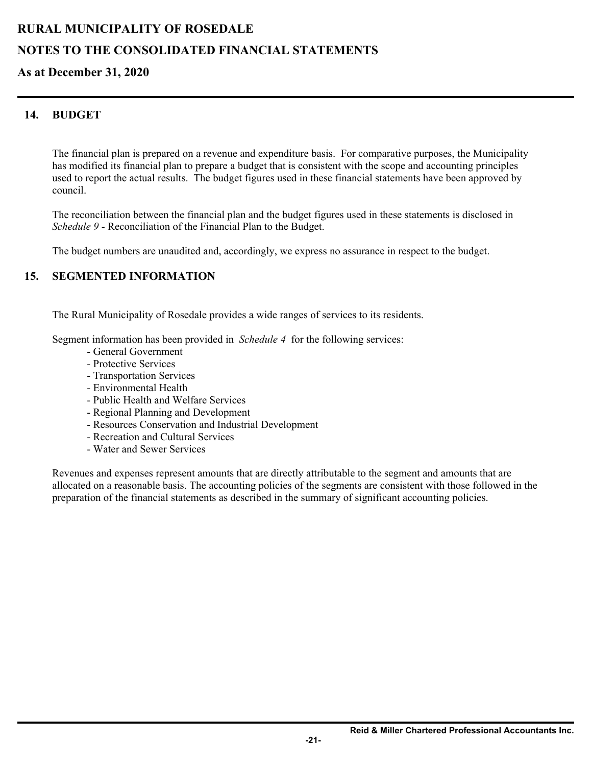# RURAL MUNICIPALITY OF ROSEDALE

# NOTES TO THE CONSOLIDATED FINANCIAL STATEMENTS

## As at December 31, 2020

## 14. BUDGET

The financial plan is prepared on a revenue and expenditure basis. For comparative purposes, the Municipality has modified its financial plan to prepare a budget that is consistent with the scope and accounting principles used to report the actual results. The budget figures used in these financial statements have been approved by council.

The reconciliation between the financial plan and the budget figures used in these statements is disclosed in *Schedule 9* - Reconciliation of the Financial Plan to the Budget.

The budget numbers are unaudited and, accordingly, we express no assurance in respect to the budget.

## 15. SEGMENTED INFORMATION

The Rural Municipality of Rosedale provides a wide ranges of services to its residents.

Segment information has been provided in *Schedule 4* for the following services:

- General Government
- Protective Services
- Transportation Services
- Environmental Health
- Public Health and Welfare Services
- Regional Planning and Development
- Resources Conservation and Industrial Development
- Recreation and Cultural Services
- Water and Sewer Services

Revenues and expenses represent amounts that are directly attributable to the segment and amounts that are allocated on a reasonable basis. The accounting policies of the segments are consistent with those followed in the preparation of the financial statements as described in the summary of significant accounting policies.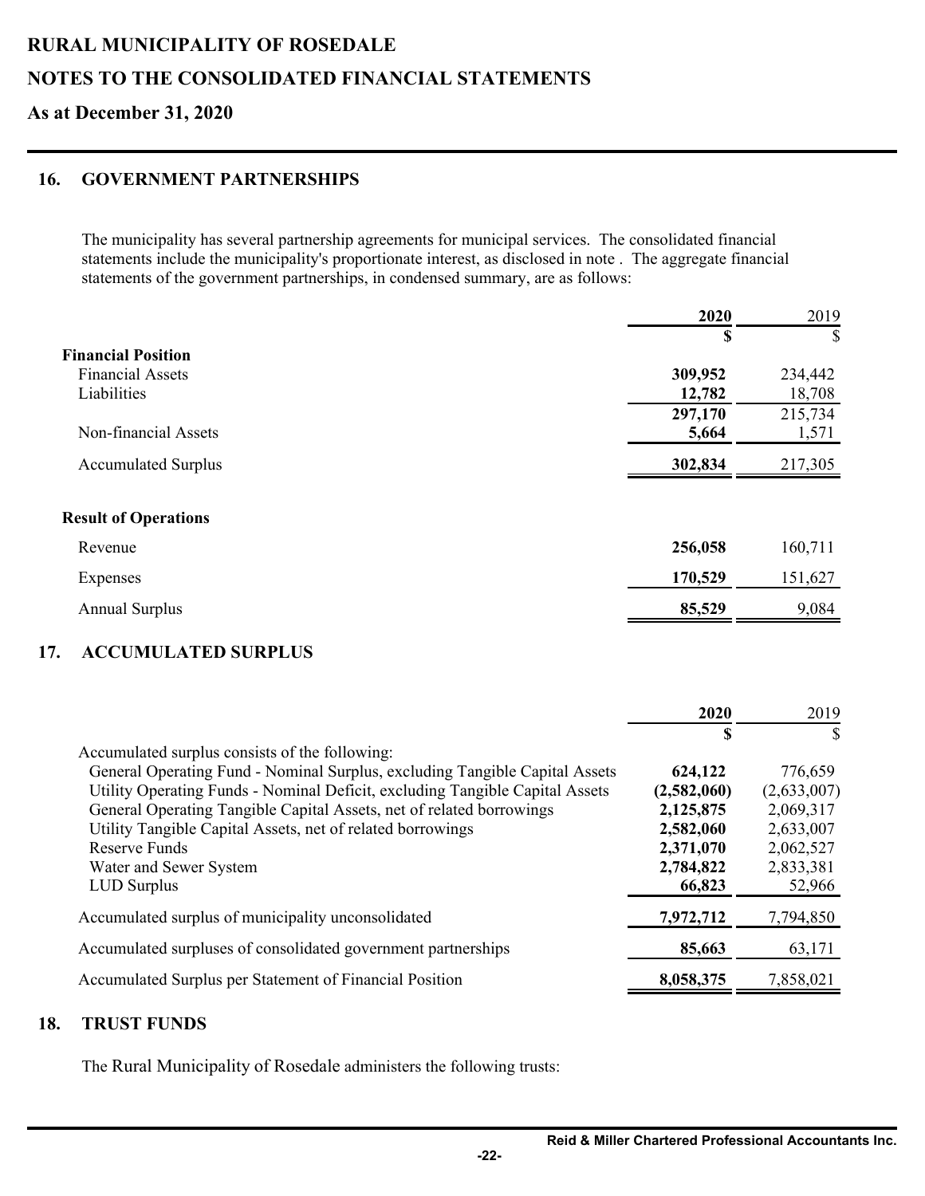# RURAL MUNICIPALITY OF ROSEDALE

## NOTES TO THE CONSOLIDATED FINANCIAL STATEMENTS

## As at December 31, 2020

### 16. GOVERNMENT PARTNERSHIPS

The municipality has several partnership agreements for municipal services. The consolidated financial statements include the municipality's proportionate interest, as disclosed in note . The aggregate financial statements of the government partnerships, in condensed summary, are as follows:

| | 2020 | 2019 |
|---|---|---|
| | $ | $ |
| **Financial Position** | | |
| Financial Assets | **309,952** | 234,442 |
| Liabilities | **12,782** | 18,708 |
| | **297,170** | 215,734 |
| Non-financial Assets | **5,664** | 1,571 |
| Accumulated Surplus | **302,834** | 217,305 |
| **Result of Operations** | | |
| Revenue | **256,058** | 160,711 |
| Expenses | **170,529** | 151,627 |
| Annual Surplus | **85,529** | 9,084 |

### 17. ACCUMULATED SURPLUS

| | 2020 | 2019 |
|---|---|---|
| | $ | $ |
| Accumulated surplus consists of the following: | | |
| General Operating Fund - Nominal Surplus, excluding Tangible Capital Assets | **624,122** | 776,659 |
| Utility Operating Funds - Nominal Deficit, excluding Tangible Capital Assets | **(2,582,060)** | (2,633,007) |
| General Operating Tangible Capital Assets, net of related borrowings | **2,125,875** | 2,069,317 |
| Utility Tangible Capital Assets, net of related borrowings | **2,582,060** | 2,633,007 |
| Reserve Funds | **2,371,070** | 2,062,527 |
| Water and Sewer System | **2,784,822** | 2,833,381 |
| LUD Surplus | **66,823** | 52,966 |
| Accumulated surplus of municipality unconsolidated | **7,972,712** | 7,794,850 |
| Accumulated surpluses of consolidated government partnerships | **85,663** | 63,171 |
| Accumulated Surplus per Statement of Financial Position | **8,058,375** | 7,858,021 |

### 18. TRUST FUNDS

The Rural Municipality of Rosedale administers the following trusts:

Reid & Miller Chartered Professional Accountants Inc.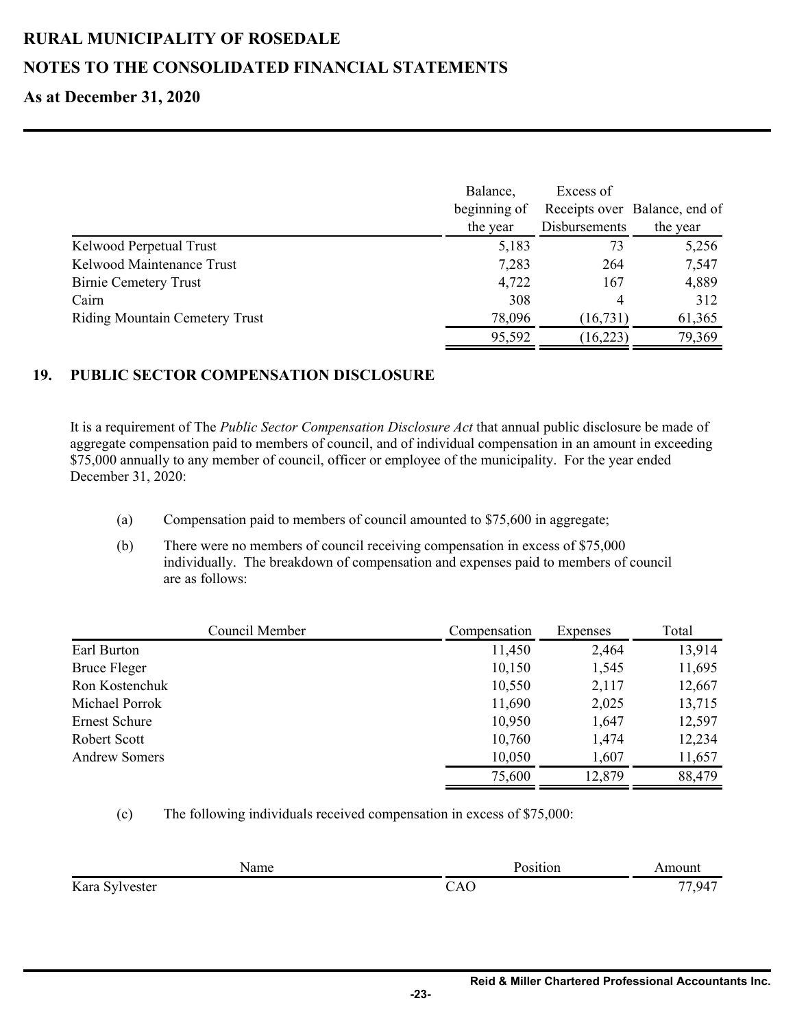# RURAL MUNICIPALITY OF ROSEDALE

# NOTES TO THE CONSOLIDATED FINANCIAL STATEMENTS

## As at December 31, 2020

| | Balance, beginning of the year | Excess of Receipts over Disbursements | Balance, end of the year |
|---|---|---|---|
| Kelwood Perpetual Trust | 5,183 | 73 | 5,256 |
| Kelwood Maintenance Trust | 7,283 | 264 | 7,547 |
| Birnie Cemetery Trust | 4,722 | 167 | 4,889 |
| Cairn | 308 | 4 | 312 |
| Riding Mountain Cemetery Trust | 78,096 | (16,731) | 61,365 |
| | 95,592 | (16,223) | 79,369 |

## 19. PUBLIC SECTOR COMPENSATION DISCLOSURE

It is a requirement of The *Public Sector Compensation Disclosure Act* that annual public disclosure be made of aggregate compensation paid to members of council, and of individual compensation in an amount in exceeding $75,000 annually to any member of council, officer or employee of the municipality. For the year ended December 31, 2020:

(a) Compensation paid to members of council amounted to $75,600 in aggregate;

(b) There were no members of council receiving compensation in excess of $75,000 individually. The breakdown of compensation and expenses paid to members of council are as follows:

| Council Member | Compensation | Expenses | Total |
|---|---|---|---|
| Earl Burton | 11,450 | 2,464 | 13,914 |
| Bruce Fleger | 10,150 | 1,545 | 11,695 |
| Ron Kostenchuk | 10,550 | 2,117 | 12,667 |
| Michael Porrok | 11,690 | 2,025 | 13,715 |
| Ernest Schure | 10,950 | 1,647 | 12,597 |
| Robert Scott | 10,760 | 1,474 | 12,234 |
| Andrew Somers | 10,050 | 1,607 | 11,657 |
| | 75,600 | 12,879 | 88,479 |

(c) The following individuals received compensation in excess of $75,000:

| Name | Position | Amount |
|---|---|---|
| Kara Sylvester | CAO | 77,947 |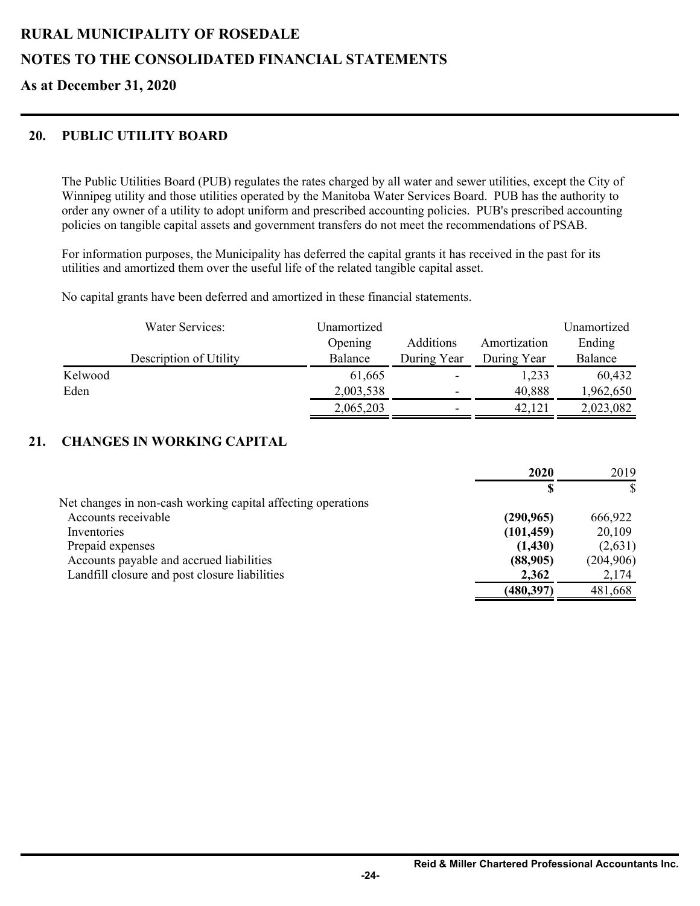# RURAL MUNICIPALITY OF ROSEDALE

# NOTES TO THE CONSOLIDATED FINANCIAL STATEMENTS

## As at December 31, 2020

## 20. PUBLIC UTILITY BOARD

The Public Utilities Board (PUB) regulates the rates charged by all water and sewer utilities, except the City of Winnipeg utility and those utilities operated by the Manitoba Water Services Board. PUB has the authority to order any owner of a utility to adopt uniform and prescribed accounting policies. PUB's prescribed accounting policies on tangible capital assets and government transfers do not meet the recommendations of PSAB.

For information purposes, the Municipality has deferred the capital grants it has received in the past for its utilities and amortized them over the useful life of the related tangible capital asset.

No capital grants have been deferred and amortized in these financial statements.

| Water Services:<br>Description of Utility | Unamortized Opening Balance | Additions During Year | Amortization During Year | Unamortized Ending Balance |
|---|---|---|---|---|
| Kelwood | 61,665 | - | 1,233 | 60,432 |
| Eden | 2,003,538 | - | 40,888 | 1,962,650 |
| | 2,065,203 | - | 42,121 | 2,023,082 |

## 21. CHANGES IN WORKING CAPITAL

| | **2020** | 2019 |
|---|---|---|
| | **$** | $ |
| Net changes in non-cash working capital affecting operations | | |
| Accounts receivable | **(290,965)** | 666,922 |
| Inventories | **(101,459)** | 20,109 |
| Prepaid expenses | **(1,430)** | (2,631) |
| Accounts payable and accrued liabilities | **(88,905)** | (204,906) |
| Landfill closure and post closure liabilities | **2,362** | 2,174 |
| | **(480,397)** | 481,668 |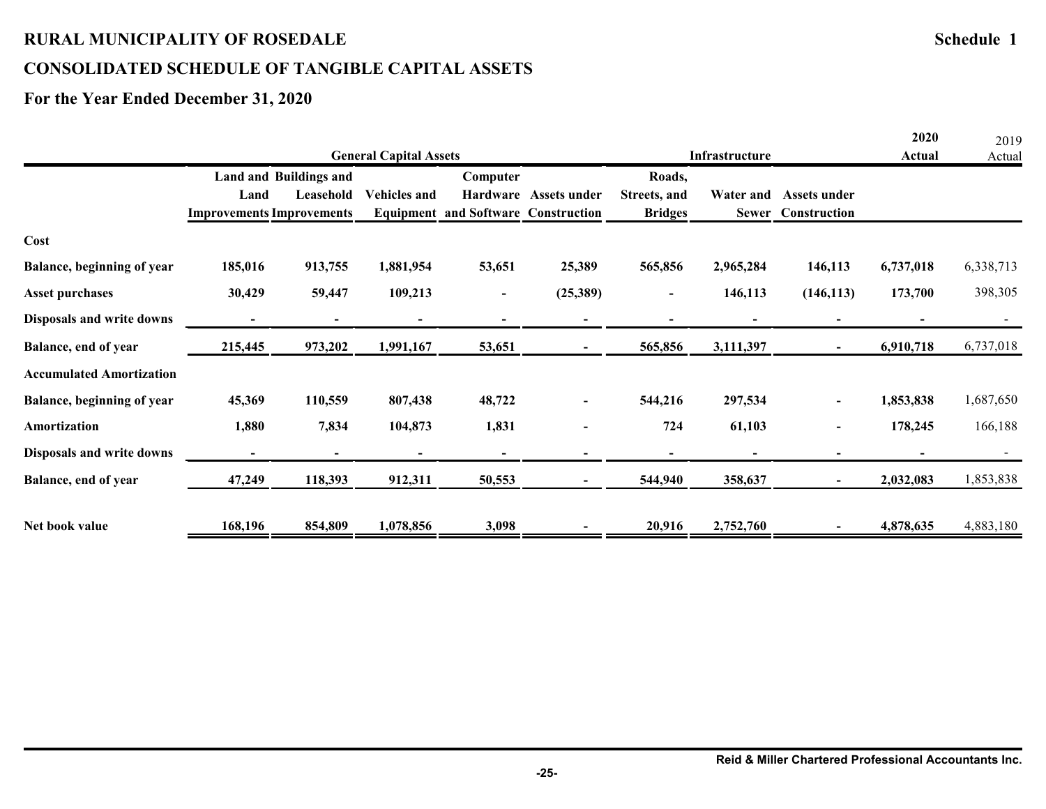# RURAL MUNICIPALITY OF ROSEDALE

**Schedule 1**

## CONSOLIDATED SCHEDULE OF TANGIBLE CAPITAL ASSETS

### For the Year Ended December 31, 2020

| | General Capital Assets | | | | | Infrastructure | | | 2020 Actual | 2019 Actual |
|---|---|---|---|---|---|---|---|---|---|---|
| | Land and Land Improvements | Buildings and Leasehold Improvements | Vehicles and Equipment | Computer Hardware and Software | Assets under Construction | Roads, Streets, and Bridges | Water and Sewer | Assets under Construction | | |
| **Cost** | | | | | | | | | | |
| **Balance, beginning of year** | 185,016 | 913,755 | 1,881,954 | 53,651 | 25,389 | 565,856 | 2,965,284 | 146,113 | 6,737,018 | 6,338,713 |
| **Asset purchases** | 30,429 | 59,447 | 109,213 | - | (25,389) | - | 146,113 | (146,113) | 173,700 | 398,305 |
| **Disposals and write downs** | - | - | - | - | - | - | - | - | - | - |
| **Balance, end of year** | 215,445 | 973,202 | 1,991,167 | 53,651 | - | 565,856 | 3,111,397 | - | 6,910,718 | 6,737,018 |
| **Accumulated Amortization** | | | | | | | | | | |
| **Balance, beginning of year** | 45,369 | 110,559 | 807,438 | 48,722 | - | 544,216 | 297,534 | - | 1,853,838 | 1,687,650 |
| **Amortization** | 1,880 | 7,834 | 104,873 | 1,831 | - | 724 | 61,103 | - | 178,245 | 166,188 |
| **Disposals and write downs** | - | - | - | - | - | - | - | - | - | - |
| **Balance, end of year** | 47,249 | 118,393 | 912,311 | 50,553 | - | 544,940 | 358,637 | - | 2,032,083 | 1,853,838 |
| **Net book value** | 168,196 | 854,809 | 1,078,856 | 3,098 | - | 20,916 | 2,752,760 | - | 4,878,635 | 4,883,180 |

Reid & Miller Chartered Professional Accountants Inc.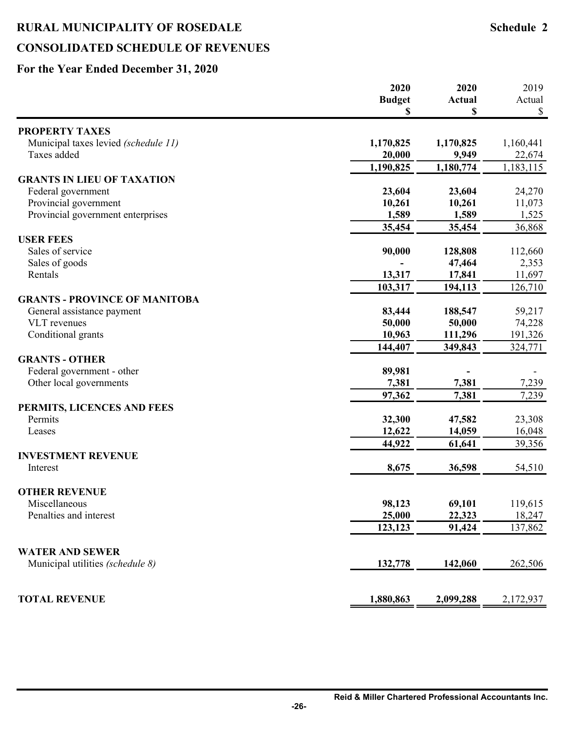# RURAL MUNICIPALITY OF ROSEDALE

**Schedule 2**

## CONSOLIDATED SCHEDULE OF REVENUES

### For the Year Ended December 31, 2020

| | 2020 Budget $ | 2020 Actual $ | 2019 Actual $ |
|---|---|---|---|
| **PROPERTY TAXES** | | | |
| Municipal taxes levied *(schedule 11)* | 1,170,825 | 1,170,825 | 1,160,441 |
| Taxes added | 20,000 | 9,949 | 22,674 |
| | 1,190,825 | 1,180,774 | 1,183,115 |
| **GRANTS IN LIEU OF TAXATION** | | | |
| Federal government | 23,604 | 23,604 | 24,270 |
| Provincial government | 10,261 | 10,261 | 11,073 |
| Provincial government enterprises | 1,589 | 1,589 | 1,525 |
| | 35,454 | 35,454 | 36,868 |
| **USER FEES** | | | |
| Sales of service | 90,000 | 128,808 | 112,660 |
| Sales of goods | - | 47,464 | 2,353 |
| Rentals | 13,317 | 17,841 | 11,697 |
| | 103,317 | 194,113 | 126,710 |
| **GRANTS - PROVINCE OF MANITOBA** | | | |
| General assistance payment | 83,444 | 188,547 | 59,217 |
| VLT revenues | 50,000 | 50,000 | 74,228 |
| Conditional grants | 10,963 | 111,296 | 191,326 |
| | 144,407 | 349,843 | 324,771 |
| **GRANTS - OTHER** | | | |
| Federal government - other | 89,981 | - | - |
| Other local governments | 7,381 | 7,381 | 7,239 |
| | 97,362 | 7,381 | 7,239 |
| **PERMITS, LICENCES AND FEES** | | | |
| Permits | 32,300 | 47,582 | 23,308 |
| Leases | 12,622 | 14,059 | 16,048 |
| | 44,922 | 61,641 | 39,356 |
| **INVESTMENT REVENUE** | | | |
| Interest | 8,675 | 36,598 | 54,510 |
| **OTHER REVENUE** | | | |
| Miscellaneous | 98,123 | 69,101 | 119,615 |
| Penalties and interest | 25,000 | 22,323 | 18,247 |
| | 123,123 | 91,424 | 137,862 |
| **WATER AND SEWER** | | | |
| Municipal utilities *(schedule 8)* | 132,778 | 142,060 | 262,506 |
| **TOTAL REVENUE** | 1,880,863 | 2,099,288 | 2,172,937 |

Reid & Miller Chartered Professional Accountants Inc.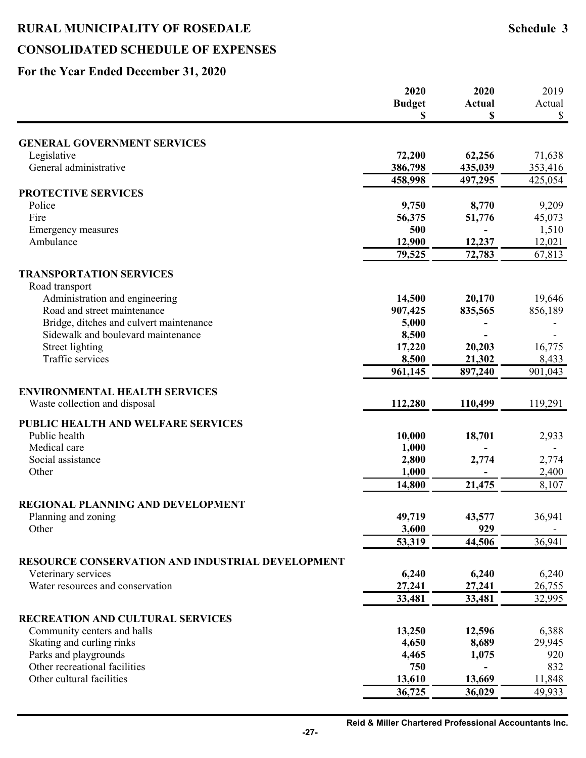# RURAL MUNICIPALITY OF ROSEDALE

**Schedule 3**

## CONSOLIDATED SCHEDULE OF EXPENSES

### For the Year Ended December 31, 2020

| | 2020 Budget $ | 2020 Actual $ | 2019 Actual $ |
|---|---|---|---|
| **GENERAL GOVERNMENT SERVICES** | | | |
| Legislative | 72,200 | 62,256 | 71,638 |
| General administrative | 386,798 | 435,039 | 353,416 |
| | 458,998 | 497,295 | 425,054 |
| **PROTECTIVE SERVICES** | | | |
| Police | 9,750 | 8,770 | 9,209 |
| Fire | 56,375 | 51,776 | 45,073 |
| Emergency measures | 500 | - | 1,510 |
| Ambulance | 12,900 | 12,237 | 12,021 |
| | 79,525 | 72,783 | 67,813 |
| **TRANSPORTATION SERVICES** | | | |
| Road transport | | | |
| Administration and engineering | 14,500 | 20,170 | 19,646 |
| Road and street maintenance | 907,425 | 835,565 | 856,189 |
| Bridge, ditches and culvert maintenance | 5,000 | - | - |
| Sidewalk and boulevard maintenance | 8,500 | - | - |
| Street lighting | 17,220 | 20,203 | 16,775 |
| Traffic services | 8,500 | 21,302 | 8,433 |
| | 961,145 | 897,240 | 901,043 |
| **ENVIRONMENTAL HEALTH SERVICES** | | | |
| Waste collection and disposal | 112,280 | 110,499 | 119,291 |
| **PUBLIC HEALTH AND WELFARE SERVICES** | | | |
| Public health | 10,000 | 18,701 | 2,933 |
| Medical care | 1,000 | - | - |
| Social assistance | 2,800 | 2,774 | 2,774 |
| Other | 1,000 | - | 2,400 |
| | 14,800 | 21,475 | 8,107 |
| **REGIONAL PLANNING AND DEVELOPMENT** | | | |
| Planning and zoning | 49,719 | 43,577 | 36,941 |
| Other | 3,600 | 929 | - |
| | 53,319 | 44,506 | 36,941 |
| **RESOURCE CONSERVATION AND INDUSTRIAL DEVELOPMENT** | | | |
| Veterinary services | 6,240 | 6,240 | 6,240 |
| Water resources and conservation | 27,241 | 27,241 | 26,755 |
| | 33,481 | 33,481 | 32,995 |
| **RECREATION AND CULTURAL SERVICES** | | | |
| Community centers and halls | 13,250 | 12,596 | 6,388 |
| Skating and curling rinks | 4,650 | 8,689 | 29,945 |
| Parks and playgrounds | 4,465 | 1,075 | 920 |
| Other recreational facilities | 750 | - | 832 |
| Other cultural facilities | 13,610 | 13,669 | 11,848 |
| | 36,725 | 36,029 | 49,933 |

Reid & Miller Chartered Professional Accountants Inc.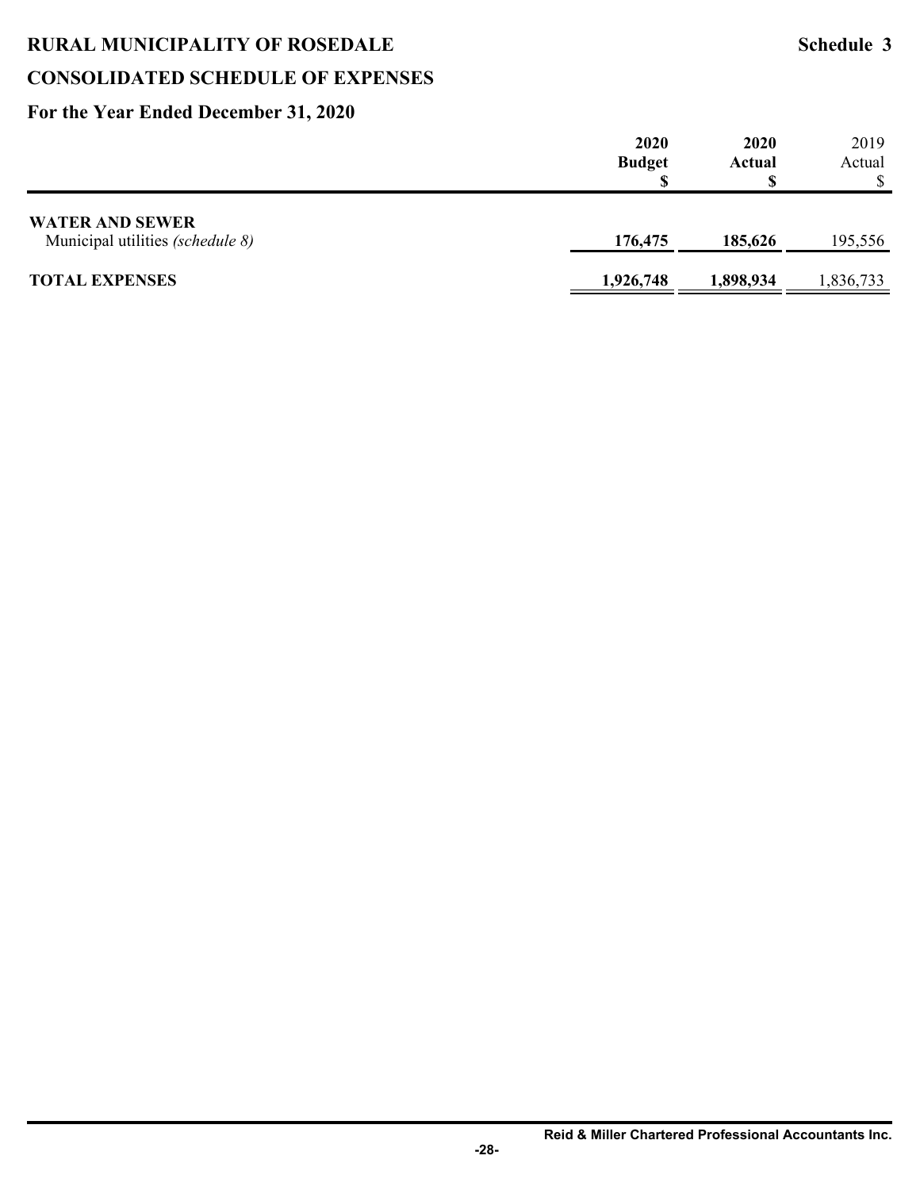# RURAL MUNICIPALITY OF ROSEDALE

**Schedule 3**

## CONSOLIDATED SCHEDULE OF EXPENSES

### For the Year Ended December 31, 2020

| | 2020 Budget $ | 2020 Actual $ | 2019 Actual $ |
|---|---|---|---|
| **WATER AND SEWER** | | | |
| Municipal utilities *(schedule 8)* | **176,475** | **185,626** | 195,556 |
| **TOTAL EXPENSES** | **1,926,748** | **1,898,934** | 1,836,733 |

Reid & Miller Chartered Professional Accountants Inc.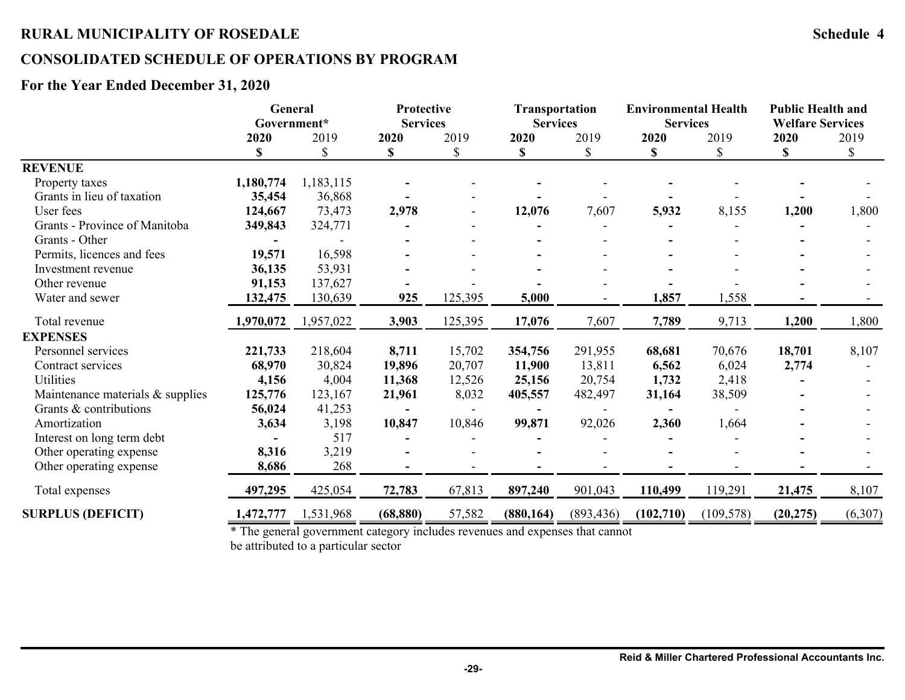# RURAL MUNICIPALITY OF ROSEDALE

**Schedule 4**

## CONSOLIDATED SCHEDULE OF OPERATIONS BY PROGRAM

### For the Year Ended December 31, 2020

| | General Government* | | Protective Services | | Transportation Services | | Environmental Health Services | | Public Health and Welfare Services | |
|---|---|---|---|---|---|---|---|---|---|---|
| | **2020** | 2019 | **2020** | 2019 | **2020** | 2019 | **2020** | 2019 | **2020** | 2019 |
| | **$** | $ | **$** | $ | **$** | $ | **$** | $ | **$** | $ |
| **REVENUE** | | | | | | | | | | |
| Property taxes | **1,180,774** | 1,183,115 | **-** | - | **-** | - | **-** | - | **-** | - |
| Grants in lieu of taxation | **35,454** | 36,868 | **-** | - | **-** | - | **-** | - | **-** | - |
| User fees | **124,667** | 73,473 | **2,978** | - | **12,076** | 7,607 | **5,932** | 8,155 | **1,200** | 1,800 |
| Grants - Province of Manitoba | **349,843** | 324,771 | **-** | - | **-** | - | **-** | - | **-** | - |
| Grants - Other | **-** | - | **-** | - | **-** | - | **-** | - | **-** | - |
| Permits, licences and fees | **19,571** | 16,598 | **-** | - | **-** | - | **-** | - | **-** | - |
| Investment revenue | **36,135** | 53,931 | **-** | - | **-** | - | **-** | - | **-** | - |
| Other revenue | **91,153** | 137,627 | **-** | - | **-** | - | **-** | - | **-** | - |
| Water and sewer | **132,475** | 130,639 | **925** | 125,395 | **5,000** | - | **1,857** | 1,558 | **-** | - |
| Total revenue | **1,970,072** | 1,957,022 | **3,903** | 125,395 | **17,076** | 7,607 | **7,789** | 9,713 | **1,200** | 1,800 |
| **EXPENSES** | | | | | | | | | | |
| Personnel services | **221,733** | 218,604 | **8,711** | 15,702 | **354,756** | 291,955 | **68,681** | 70,676 | **18,701** | 8,107 |
| Contract services | **68,970** | 30,824 | **19,896** | 20,707 | **11,900** | 13,811 | **6,562** | 6,024 | **2,774** | - |
| Utilities | **4,156** | 4,004 | **11,368** | 12,526 | **25,156** | 20,754 | **1,732** | 2,418 | **-** | - |
| Maintenance materials & supplies | **125,776** | 123,167 | **21,961** | 8,032 | **405,557** | 482,497 | **31,164** | 38,509 | **-** | - |
| Grants & contributions | **56,024** | 41,253 | **-** | - | **-** | - | **-** | - | **-** | - |
| Amortization | **3,634** | 3,198 | **10,847** | 10,846 | **99,871** | 92,026 | **2,360** | 1,664 | **-** | - |
| Interest on long term debt | **-** | 517 | **-** | - | **-** | - | **-** | - | **-** | - |
| Other operating expense | **8,316** | 3,219 | **-** | - | **-** | - | **-** | - | **-** | - |
| Other operating expense | **8,686** | 268 | **-** | - | **-** | - | **-** | - | **-** | - |
| Total expenses | **497,295** | 425,054 | **72,783** | 67,813 | **897,240** | 901,043 | **110,499** | 119,291 | **21,475** | 8,107 |
| **SURPLUS (DEFICIT)** | **1,472,777** | 1,531,968 | **(68,880)** | 57,582 | **(880,164)** | (893,436) | **(102,710)** | (109,578) | **(20,275)** | (6,307) |

\* The general government category includes revenues and expenses that cannot be attributed to a particular sector

Reid & Miller Chartered Professional Accountants Inc.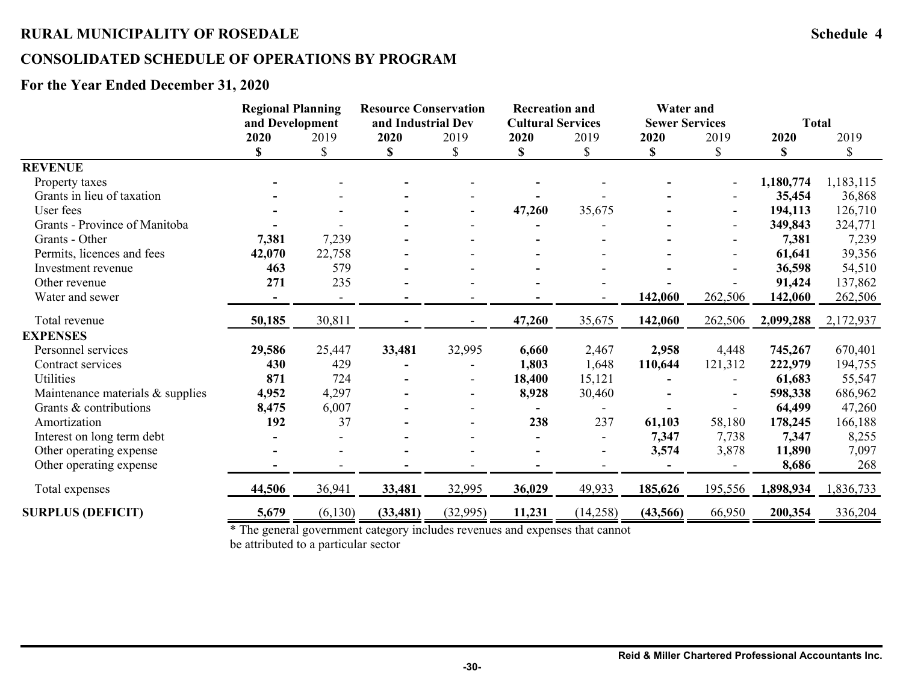# RURAL MUNICIPALITY OF ROSEDALE

**Schedule 4**

## CONSOLIDATED SCHEDULE OF OPERATIONS BY PROGRAM

### For the Year Ended December 31, 2020

| | Regional Planning and Development | | Resource Conservation and Industrial Dev | | Recreation and Cultural Services | | Water and Sewer Services | | Total | |
|---|---|---|---|---|---|---|---|---|---|---|
| | **2020** | 2019 | **2020** | 2019 | **2020** | 2019 | **2020** | 2019 | **2020** | 2019 |
| | **$** | $ | **$** | $ | **$** | $ | **$** | $ | **$** | $ |
| **REVENUE** | | | | | | | | | | |
| Property taxes | **-** | - | **-** | - | **-** | - | **-** | - | **1,180,774** | 1,183,115 |
| Grants in lieu of taxation | **-** | - | **-** | - | **-** | - | **-** | - | **35,454** | 36,868 |
| User fees | **-** | - | **-** | - | **47,260** | 35,675 | **-** | - | **194,113** | 126,710 |
| Grants - Province of Manitoba | **-** | - | **-** | - | **-** | - | **-** | - | **349,843** | 324,771 |
| Grants - Other | **7,381** | 7,239 | **-** | - | **-** | - | **-** | - | **7,381** | 7,239 |
| Permits, licences and fees | **42,070** | 22,758 | **-** | - | **-** | - | **-** | - | **61,641** | 39,356 |
| Investment revenue | **463** | 579 | **-** | - | **-** | - | **-** | - | **36,598** | 54,510 |
| Other revenue | **271** | 235 | **-** | - | **-** | - | **-** | - | **91,424** | 137,862 |
| Water and sewer | **-** | - | **-** | - | **-** | - | **142,060** | 262,506 | **142,060** | 262,506 |
| Total revenue | **50,185** | 30,811 | **-** | - | **47,260** | 35,675 | **142,060** | 262,506 | **2,099,288** | 2,172,937 |
| **EXPENSES** | | | | | | | | | | |
| Personnel services | **29,586** | 25,447 | **33,481** | 32,995 | **6,660** | 2,467 | **2,958** | 4,448 | **745,267** | 670,401 |
| Contract services | **430** | 429 | **-** | - | **1,803** | 1,648 | **110,644** | 121,312 | **222,979** | 194,755 |
| Utilities | **871** | 724 | **-** | - | **18,400** | 15,121 | **-** | - | **61,683** | 55,547 |
| Maintenance materials & supplies | **4,952** | 4,297 | **-** | - | **8,928** | 30,460 | **-** | - | **598,338** | 686,962 |
| Grants & contributions | **8,475** | 6,007 | **-** | - | **-** | - | **-** | - | **64,499** | 47,260 |
| Amortization | **192** | 37 | **-** | - | **238** | 237 | **61,103** | 58,180 | **178,245** | 166,188 |
| Interest on long term debt | **-** | - | **-** | - | **-** | - | **7,347** | 7,738 | **7,347** | 8,255 |
| Other operating expense | **-** | - | **-** | - | **-** | - | **3,574** | 3,878 | **11,890** | 7,097 |
| Other operating expense | **-** | - | **-** | - | **-** | - | **-** | - | **8,686** | 268 |
| Total expenses | **44,506** | 36,941 | **33,481** | 32,995 | **36,029** | 49,933 | **185,626** | 195,556 | **1,898,934** | 1,836,733 |
| **SURPLUS (DEFICIT)** | **5,679** | (6,130) | **(33,481)** | (32,995) | **11,231** | (14,258) | **(43,566)** | 66,950 | **200,354** | 336,204 |

* The general government category includes revenues and expenses that cannot be attributed to a particular sector

Reid & Miller Chartered Professional Accountants Inc.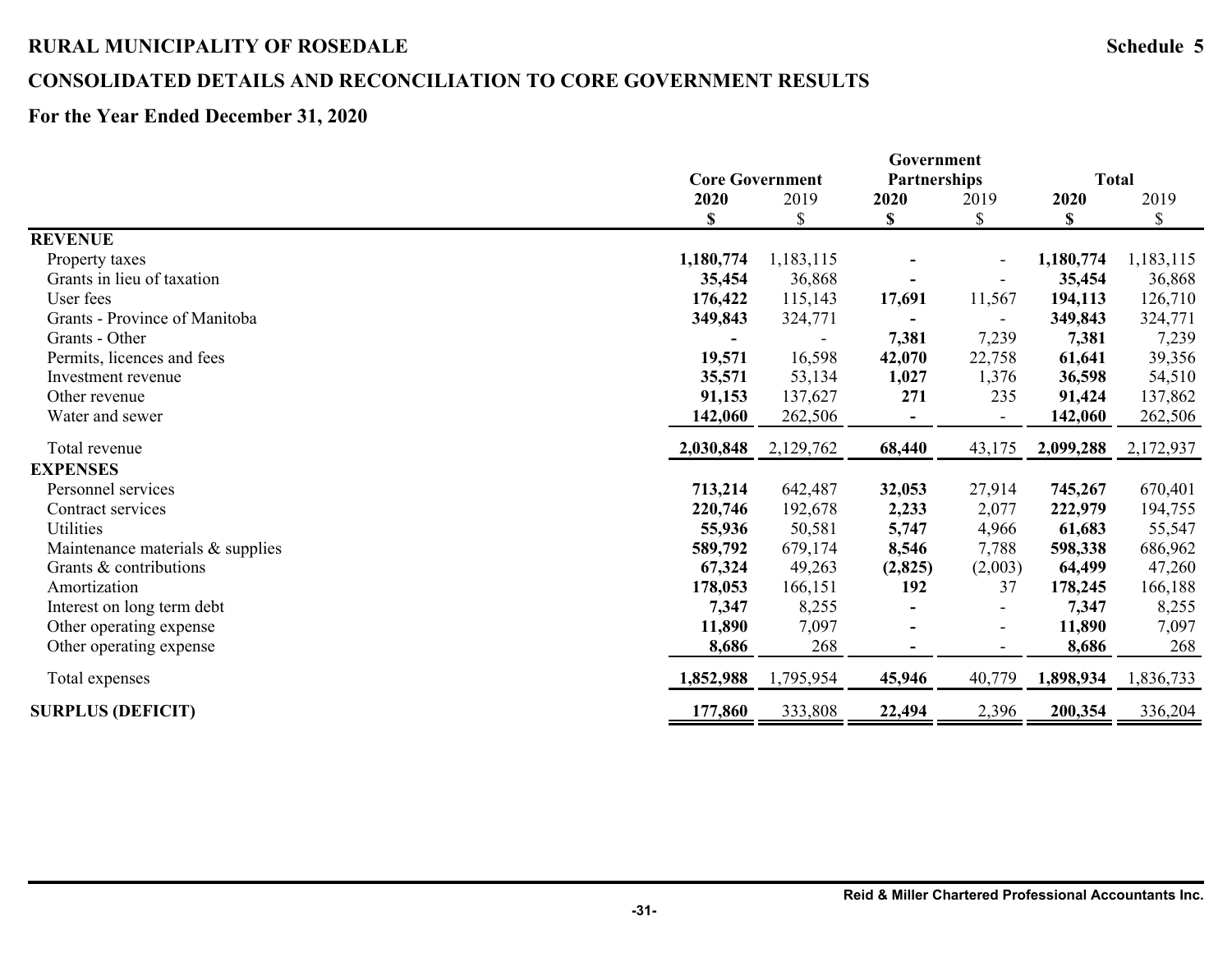# RURAL MUNICIPALITY OF ROSEDALE

Schedule 5

## CONSOLIDATED DETAILS AND RECONCILIATION TO CORE GOVERNMENT RESULTS

### For the Year Ended December 31, 2020

| | Core Government | | Government Partnerships | | Total | |
|---|---|---|---|---|---|---|
| | **2020** | 2019 | **2020** | 2019 | **2020** | 2019 |
| | **$** | $ | **$** | $ | **$** | $ |
| **REVENUE** | | | | | | |
| Property taxes | **1,180,774** | 1,183,115 | **-** | - | **1,180,774** | 1,183,115 |
| Grants in lieu of taxation | **35,454** | 36,868 | **-** | - | **35,454** | 36,868 |
| User fees | **176,422** | 115,143 | **17,691** | 11,567 | **194,113** | 126,710 |
| Grants - Province of Manitoba | **349,843** | 324,771 | **-** | - | **349,843** | 324,771 |
| Grants - Other | **-** | - | **7,381** | 7,239 | **7,381** | 7,239 |
| Permits, licences and fees | **19,571** | 16,598 | **42,070** | 22,758 | **61,641** | 39,356 |
| Investment revenue | **35,571** | 53,134 | **1,027** | 1,376 | **36,598** | 54,510 |
| Other revenue | **91,153** | 137,627 | **271** | 235 | **91,424** | 137,862 |
| Water and sewer | **142,060** | 262,506 | **-** | - | **142,060** | 262,506 |
| Total revenue | **2,030,848** | 2,129,762 | **68,440** | 43,175 | **2,099,288** | 2,172,937 |
| **EXPENSES** | | | | | | |
| Personnel services | **713,214** | 642,487 | **32,053** | 27,914 | **745,267** | 670,401 |
| Contract services | **220,746** | 192,678 | **2,233** | 2,077 | **222,979** | 194,755 |
| Utilities | **55,936** | 50,581 | **5,747** | 4,966 | **61,683** | 55,547 |
| Maintenance materials & supplies | **589,792** | 679,174 | **8,546** | 7,788 | **598,338** | 686,962 |
| Grants & contributions | **67,324** | 49,263 | **(2,825)** | (2,003) | **64,499** | 47,260 |
| Amortization | **178,053** | 166,151 | **192** | 37 | **178,245** | 166,188 |
| Interest on long term debt | **7,347** | 8,255 | **-** | - | **7,347** | 8,255 |
| Other operating expense | **11,890** | 7,097 | **-** | - | **11,890** | 7,097 |
| Other operating expense | **8,686** | 268 | **-** | - | **8,686** | 268 |
| Total expenses | **1,852,988** | 1,795,954 | **45,946** | 40,779 | **1,898,934** | 1,836,733 |
| **SURPLUS (DEFICIT)** | **177,860** | 333,808 | **22,494** | 2,396 | **200,354** | 336,204 |

Reid & Miller Chartered Professional Accountants Inc.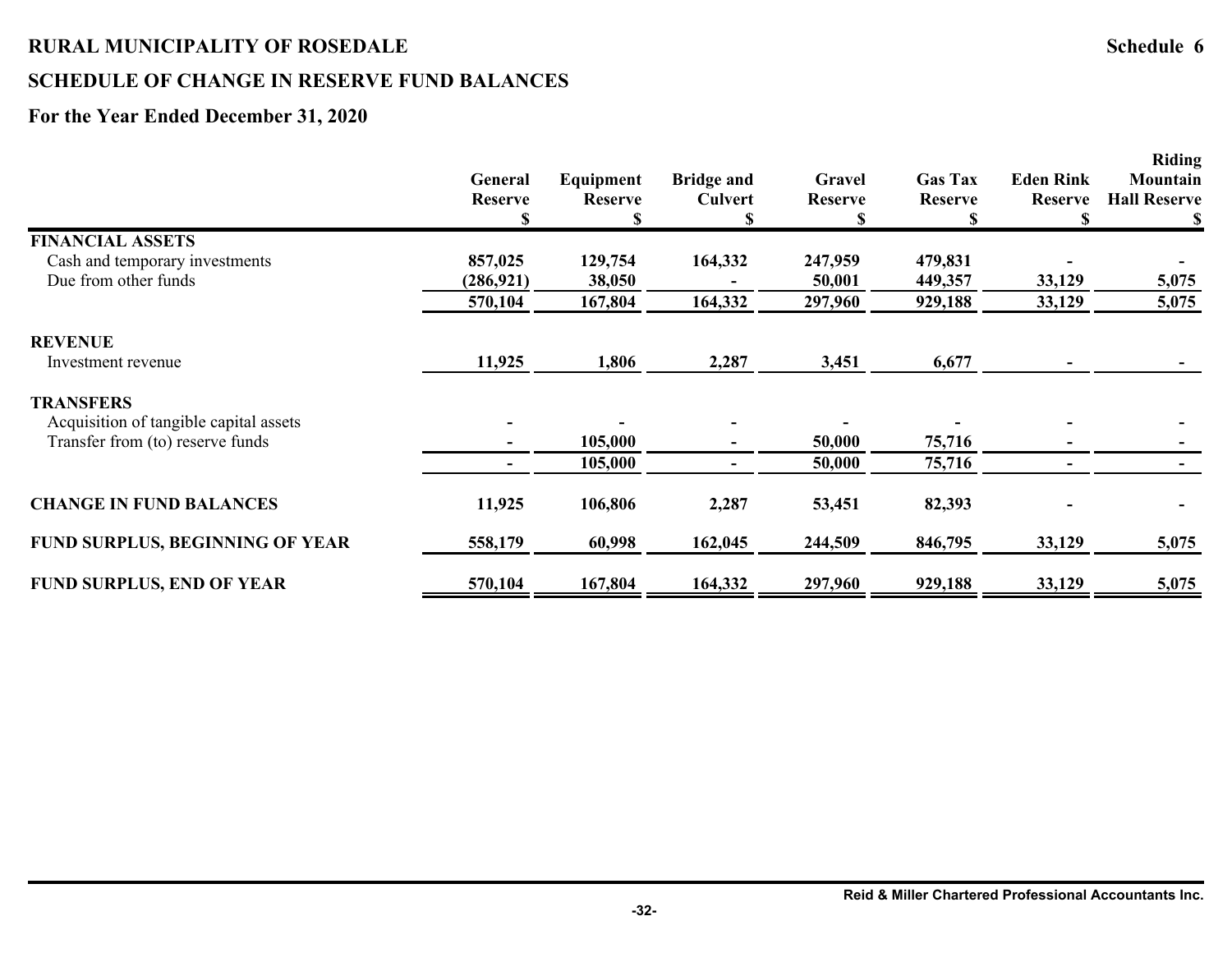# RURAL MUNICIPALITY OF ROSEDALE

Schedule 6

## SCHEDULE OF CHANGE IN RESERVE FUND BALANCES

### For the Year Ended December 31, 2020

| | General Reserve $ | Equipment Reserve $ | Bridge and Culvert $ | Gravel Reserve $ | Gas Tax Reserve $ | Eden Rink Reserve $ | Riding Mountain Hall Reserve $ |
|---|---|---|---|---|---|---|---|
| **FINANCIAL ASSETS** | | | | | | | |
| Cash and temporary investments | **857,025** | **129,754** | **164,332** | **247,959** | **479,831** | **-** | **-** |
| Due from other funds | **(286,921)** | **38,050** | **-** | **50,001** | **449,357** | **33,129** | **5,075** |
| | **570,104** | **167,804** | **164,332** | **297,960** | **929,188** | **33,129** | **5,075** |
| **REVENUE** | | | | | | | |
| Investment revenue | **11,925** | **1,806** | **2,287** | **3,451** | **6,677** | **-** | **-** |
| **TRANSFERS** | | | | | | | |
| Acquisition of tangible capital assets | **-** | **-** | **-** | **-** | **-** | **-** | **-** |
| Transfer from (to) reserve funds | **-** | **105,000** | **-** | **50,000** | **75,716** | **-** | **-** |
| | **-** | **105,000** | **-** | **50,000** | **75,716** | **-** | **-** |
| **CHANGE IN FUND BALANCES** | **11,925** | **106,806** | **2,287** | **53,451** | **82,393** | **-** | **-** |
| **FUND SURPLUS, BEGINNING OF YEAR** | **558,179** | **60,998** | **162,045** | **244,509** | **846,795** | **33,129** | **5,075** |
| **FUND SURPLUS, END OF YEAR** | **570,104** | **167,804** | **164,332** | **297,960** | **929,188** | **33,129** | **5,075** |

Reid & Miller Chartered Professional Accountants Inc.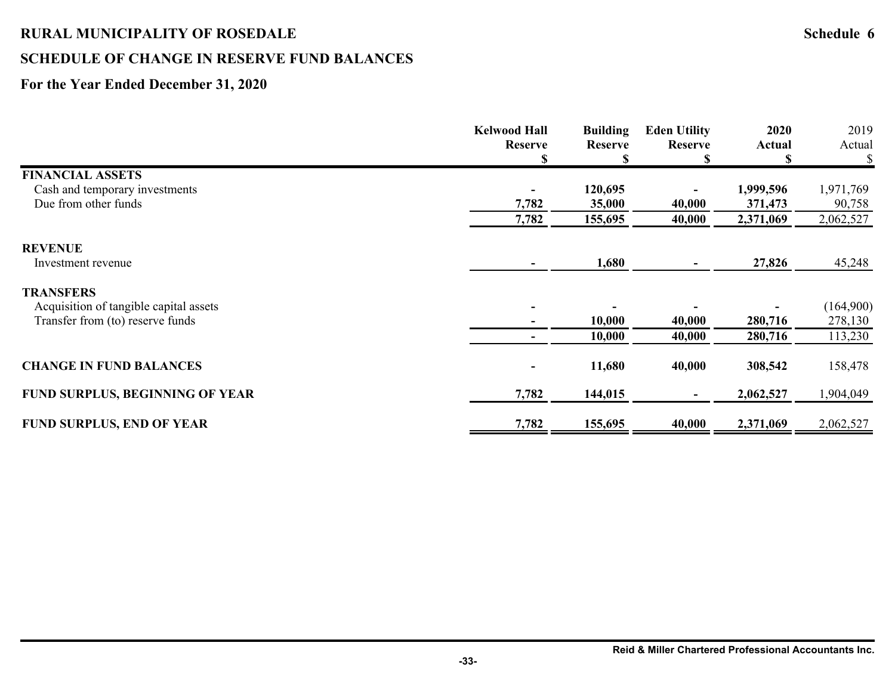# RURAL MUNICIPALITY OF ROSEDALE

Schedule 6

## SCHEDULE OF CHANGE IN RESERVE FUND BALANCES

### For the Year Ended December 31, 2020

| | Kelwood Hall Reserve $ | Building Reserve $ | Eden Utility Reserve $ | 2020 Actual $ | 2019 Actual $ |
|---|---|---|---|---|---|
| **FINANCIAL ASSETS** | | | | | |
| Cash and temporary investments | - | 120,695 | - | 1,999,596 | 1,971,769 |
| Due from other funds | 7,782 | 35,000 | 40,000 | 371,473 | 90,758 |
| | 7,782 | 155,695 | 40,000 | 2,371,069 | 2,062,527 |
| **REVENUE** | | | | | |
| Investment revenue | - | 1,680 | - | 27,826 | 45,248 |
| **TRANSFERS** | | | | | |
| Acquisition of tangible capital assets | - | - | - | - | (164,900) |
| Transfer from (to) reserve funds | - | 10,000 | 40,000 | 280,716 | 278,130 |
| | - | 10,000 | 40,000 | 280,716 | 113,230 |
| **CHANGE IN FUND BALANCES** | - | 11,680 | 40,000 | 308,542 | 158,478 |
| **FUND SURPLUS, BEGINNING OF YEAR** | 7,782 | 144,015 | - | 2,062,527 | 1,904,049 |
| **FUND SURPLUS, END OF YEAR** | 7,782 | 155,695 | 40,000 | 2,371,069 | 2,062,527 |

Reid & Miller Chartered Professional Accountants Inc.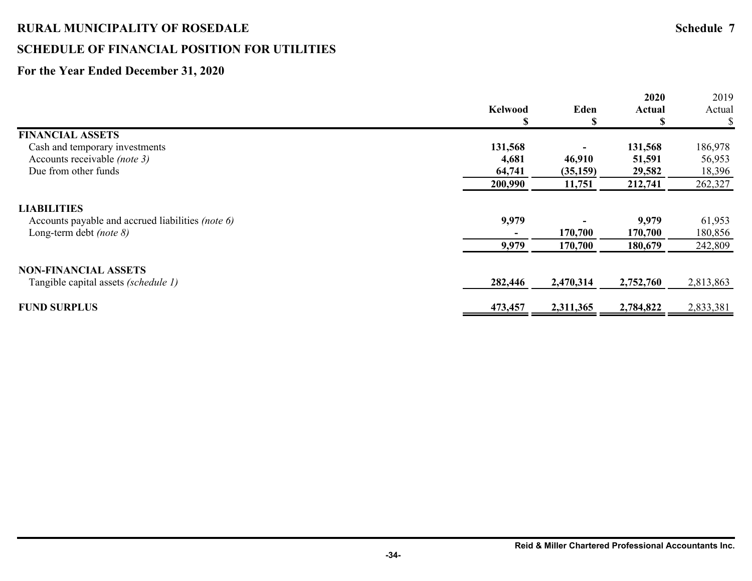# RURAL MUNICIPALITY OF ROSEDALE

**Schedule 7**

## SCHEDULE OF FINANCIAL POSITION FOR UTILITIES

### For the Year Ended December 31, 2020

| | Kelwood $ | Eden $ | 2020 Actual $ | 2019 Actual $ |
|---|---|---|---|---|
| **FINANCIAL ASSETS** | | | | |
| Cash and temporary investments | **131,568** | **-** | **131,568** | 186,978 |
| Accounts receivable *(note 3)* | **4,681** | **46,910** | **51,591** | 56,953 |
| Due from other funds | **64,741** | **(35,159)** | **29,582** | 18,396 |
| | **200,990** | **11,751** | **212,741** | 262,327 |
| **LIABILITIES** | | | | |
| Accounts payable and accrued liabilities *(note 6)* | **9,979** | **-** | **9,979** | 61,953 |
| Long-term debt *(note 8)* | **-** | **170,700** | **170,700** | 180,856 |
| | **9,979** | **170,700** | **180,679** | 242,809 |
| **NON-FINANCIAL ASSETS** | | | | |
| Tangible capital assets *(schedule 1)* | **282,446** | **2,470,314** | **2,752,760** | 2,813,863 |
| **FUND SURPLUS** | **473,457** | **2,311,365** | **2,784,822** | 2,833,381 |

**Reid & Miller Chartered Professional Accountants Inc.**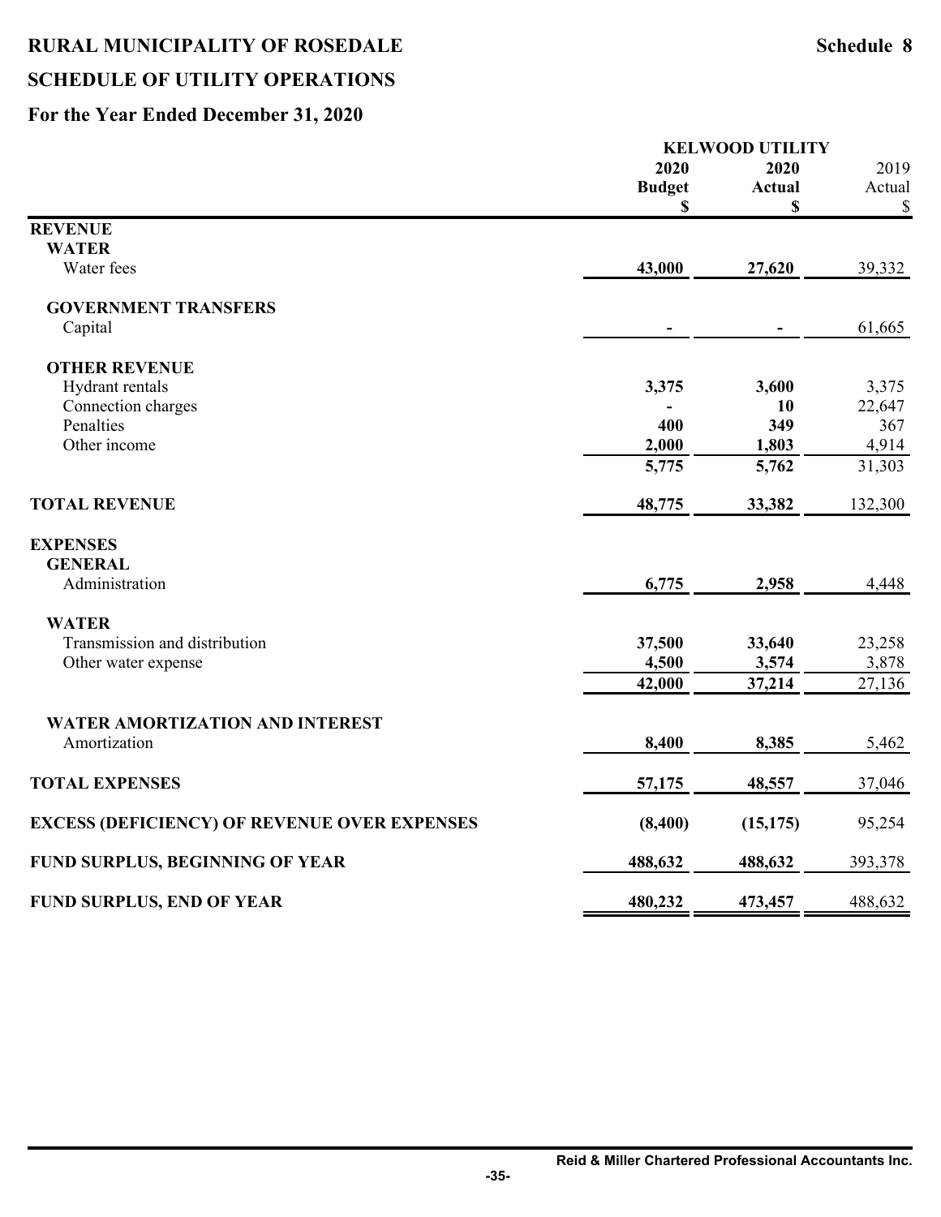# RURAL MUNICIPALITY OF ROSEDALE

**Schedule 8**

## SCHEDULE OF UTILITY OPERATIONS

### For the Year Ended December 31, 2020

| | KELWOOD UTILITY | | |
|---|---|---|---|
| | **2020 Budget $** | **2020 Actual $** | 2019 Actual $ |
| **REVENUE** | | | |
| **WATER** | | | |
| Water fees | **43,000** | **27,620** | 39,332 |
| **GOVERNMENT TRANSFERS** | | | |
| Capital | **-** | **-** | 61,665 |
| **OTHER REVENUE** | | | |
| Hydrant rentals | **3,375** | **3,600** | 3,375 |
| Connection charges | **-** | **10** | 22,647 |
| Penalties | **400** | **349** | 367 |
| Other income | **2,000** | **1,803** | 4,914 |
| | **5,775** | **5,762** | 31,303 |
| **TOTAL REVENUE** | **48,775** | **33,382** | 132,300 |
| **EXPENSES** | | | |
| **GENERAL** | | | |
| Administration | **6,775** | **2,958** | 4,448 |
| **WATER** | | | |
| Transmission and distribution | **37,500** | **33,640** | 23,258 |
| Other water expense | **4,500** | **3,574** | 3,878 |
| | **42,000** | **37,214** | 27,136 |
| **WATER AMORTIZATION AND INTEREST** | | | |
| Amortization | **8,400** | **8,385** | 5,462 |
| **TOTAL EXPENSES** | **57,175** | **48,557** | 37,046 |
| **EXCESS (DEFICIENCY) OF REVENUE OVER EXPENSES** | **(8,400)** | **(15,175)** | 95,254 |
| **FUND SURPLUS, BEGINNING OF YEAR** | **488,632** | **488,632** | 393,378 |
| **FUND SURPLUS, END OF YEAR** | **480,232** | **473,457** | 488,632 |

Reid & Miller Chartered Professional Accountants Inc.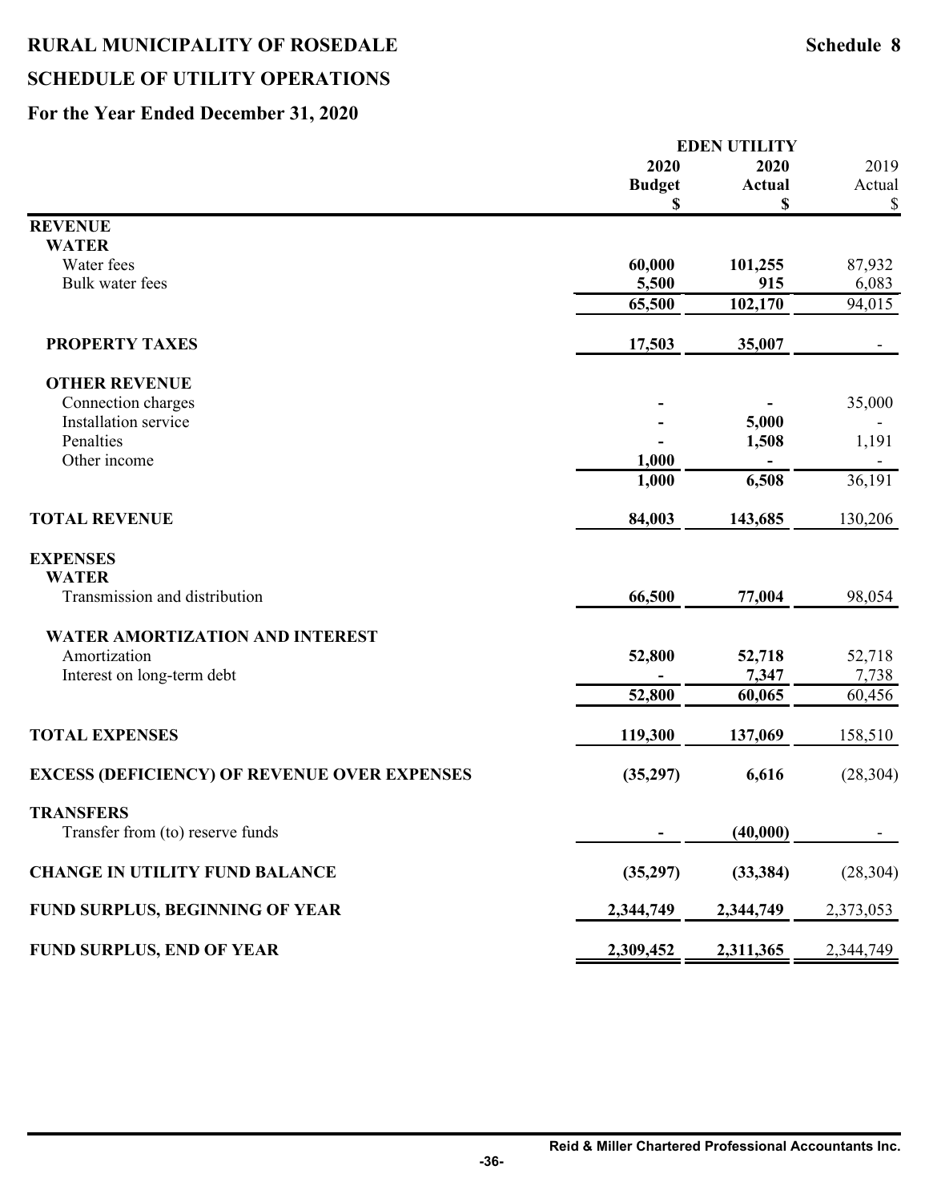# RURAL MUNICIPALITY OF ROSEDALE

**Schedule 8**

## SCHEDULE OF UTILITY OPERATIONS

### For the Year Ended December 31, 2020

| | EDEN UTILITY | | |
|---|---|---|---|
| | **2020 Budget $** | **2020 Actual $** | 2019 Actual $ |
| **REVENUE** | | | |
| **WATER** | | | |
| Water fees | **60,000** | **101,255** | 87,932 |
| Bulk water fees | **5,500** | **915** | 6,083 |
| | **65,500** | **102,170** | 94,015 |
| **PROPERTY TAXES** | **17,503** | **35,007** | - |
| **OTHER REVENUE** | | | |
| Connection charges | **-** | **-** | 35,000 |
| Installation service | **-** | **5,000** | - |
| Penalties | **-** | **1,508** | 1,191 |
| Other income | **1,000** | **-** | - |
| | **1,000** | **6,508** | 36,191 |
| **TOTAL REVENUE** | **84,003** | **143,685** | 130,206 |
| **EXPENSES** | | | |
| **WATER** | | | |
| Transmission and distribution | **66,500** | **77,004** | 98,054 |
| **WATER AMORTIZATION AND INTEREST** | | | |
| Amortization | **52,800** | **52,718** | 52,718 |
| Interest on long-term debt | **-** | **7,347** | 7,738 |
| | **52,800** | **60,065** | 60,456 |
| **TOTAL EXPENSES** | **119,300** | **137,069** | 158,510 |
| **EXCESS (DEFICIENCY) OF REVENUE OVER EXPENSES** | **(35,297)** | **6,616** | (28,304) |
| **TRANSFERS** | | | |
| Transfer from (to) reserve funds | **-** | **(40,000)** | - |
| **CHANGE IN UTILITY FUND BALANCE** | **(35,297)** | **(33,384)** | (28,304) |
| **FUND SURPLUS, BEGINNING OF YEAR** | **2,344,749** | **2,344,749** | 2,373,053 |
| **FUND SURPLUS, END OF YEAR** | **2,309,452** | **2,311,365** | 2,344,749 |

**Reid & Miller Chartered Professional Accountants Inc.**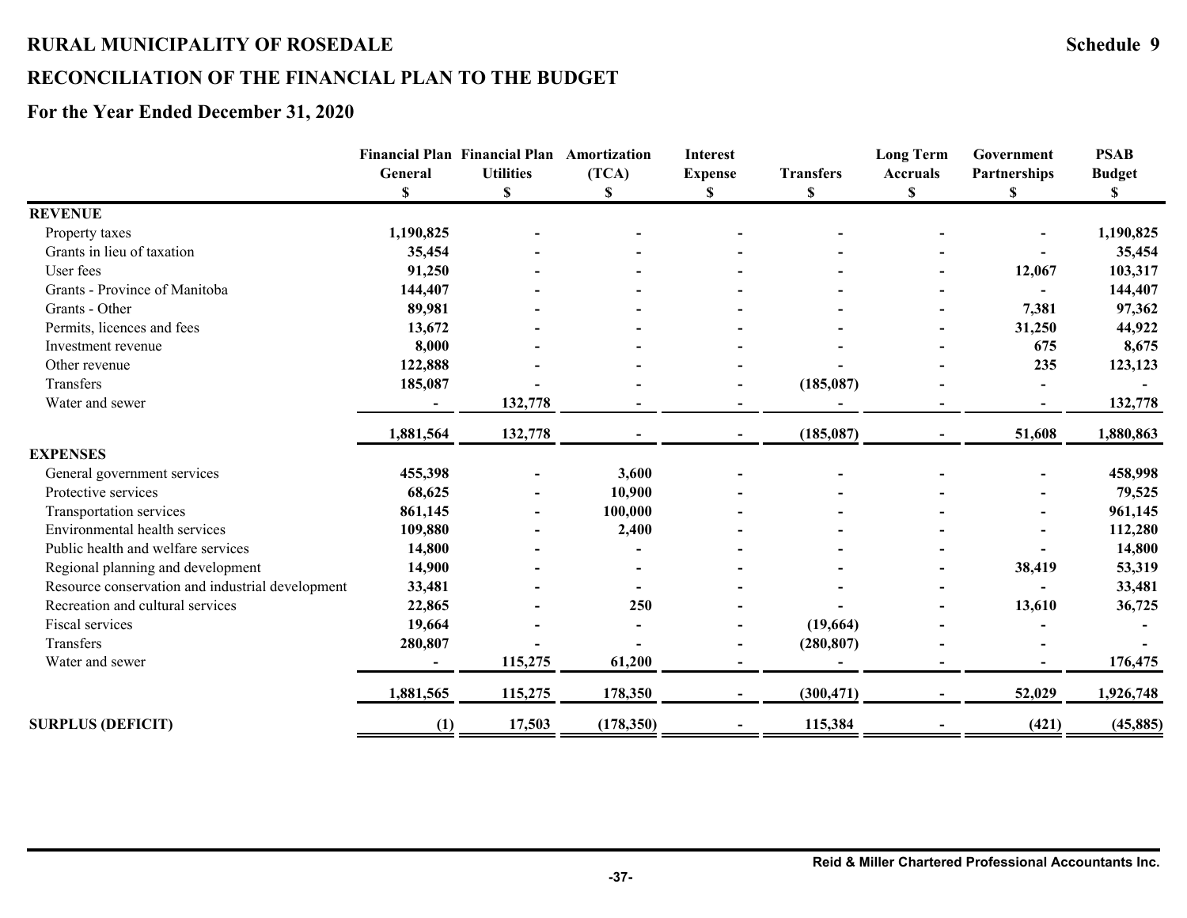# RURAL MUNICIPALITY OF ROSEDALE

**Schedule 9**

## RECONCILIATION OF THE FINANCIAL PLAN TO THE BUDGET

## For the Year Ended December 31, 2020

| | Financial Plan General $ | Financial Plan Utilities $ | Amortization (TCA) $ | Interest Expense $ | Transfers $ | Long Term Accruals $ | Government Partnerships $ | PSAB Budget $ |
|---|---|---|---|---|---|---|---|---|
| **REVENUE** | | | | | | | | |
| Property taxes | 1,190,825 | - | - | - | - | - | - | 1,190,825 |
| Grants in lieu of taxation | 35,454 | - | - | - | - | - | - | 35,454 |
| User fees | 91,250 | - | - | - | - | - | 12,067 | 103,317 |
| Grants - Province of Manitoba | 144,407 | - | - | - | - | - | - | 144,407 |
| Grants - Other | 89,981 | - | - | - | - | - | 7,381 | 97,362 |
| Permits, licences and fees | 13,672 | - | - | - | - | - | 31,250 | 44,922 |
| Investment revenue | 8,000 | - | - | - | - | - | 675 | 8,675 |
| Other revenue | 122,888 | - | - | - | - | - | 235 | 123,123 |
| Transfers | 185,087 | - | - | - | (185,087) | - | - | - |
| Water and sewer | - | 132,778 | - | - | - | - | - | 132,778 |
| | 1,881,564 | 132,778 | - | - | (185,087) | - | 51,608 | 1,880,863 |
| **EXPENSES** | | | | | | | | |
| General government services | 455,398 | - | 3,600 | - | - | - | - | 458,998 |
| Protective services | 68,625 | - | 10,900 | - | - | - | - | 79,525 |
| Transportation services | 861,145 | - | 100,000 | - | - | - | - | 961,145 |
| Environmental health services | 109,880 | - | 2,400 | - | - | - | - | 112,280 |
| Public health and welfare services | 14,800 | - | - | - | - | - | - | 14,800 |
| Regional planning and development | 14,900 | - | - | - | - | - | 38,419 | 53,319 |
| Resource conservation and industrial development | 33,481 | - | - | - | - | - | - | 33,481 |
| Recreation and cultural services | 22,865 | - | 250 | - | - | - | 13,610 | 36,725 |
| Fiscal services | 19,664 | - | - | - | (19,664) | - | - | - |
| Transfers | 280,807 | - | - | - | (280,807) | - | - | - |
| Water and sewer | - | 115,275 | 61,200 | - | - | - | - | 176,475 |
| | 1,881,565 | 115,275 | 178,350 | - | (300,471) | - | 52,029 | 1,926,748 |
| **SURPLUS (DEFICIT)** | (1) | 17,503 | (178,350) | - | 115,384 | - | (421) | (45,885) |

Reid & Miller Chartered Professional Accountants Inc.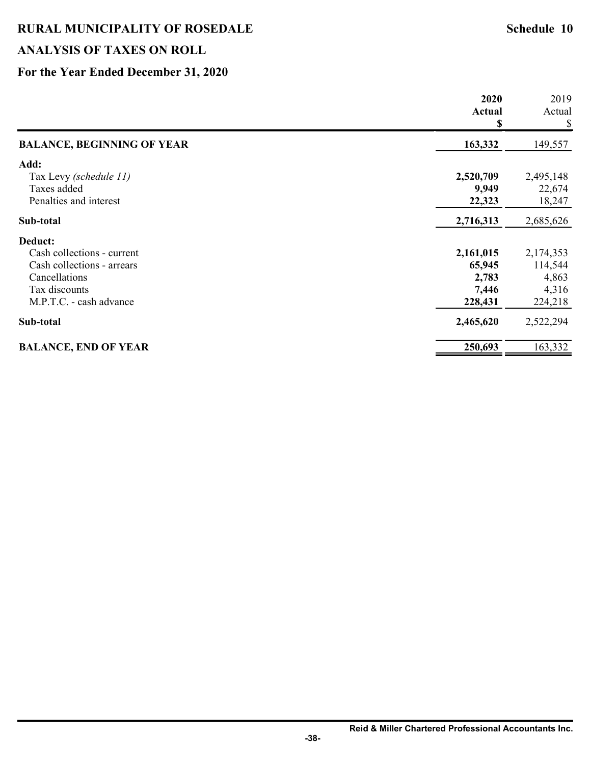# RURAL MUNICIPALITY OF ROSEDALE

**Schedule 10**

## ANALYSIS OF TAXES ON ROLL

## For the Year Ended December 31, 2020

| | 2020 Actual $ | 2019 Actual $ |
|---|---|---|
| **BALANCE, BEGINNING OF YEAR** | **163,332** | 149,557 |
| **Add:** | | |
| Tax Levy *(schedule 11)* | **2,520,709** | 2,495,148 |
| Taxes added | **9,949** | 22,674 |
| Penalties and interest | **22,323** | 18,247 |
| **Sub-total** | **2,716,313** | 2,685,626 |
| **Deduct:** | | |
| Cash collections - current | **2,161,015** | 2,174,353 |
| Cash collections - arrears | **65,945** | 114,544 |
| Cancellations | **2,783** | 4,863 |
| Tax discounts | **7,446** | 4,316 |
| M.P.T.C. - cash advance | **228,431** | 224,218 |
| **Sub-total** | **2,465,620** | 2,522,294 |
| **BALANCE, END OF YEAR** | **250,693** | 163,332 |

Reid & Miller Chartered Professional Accountants Inc.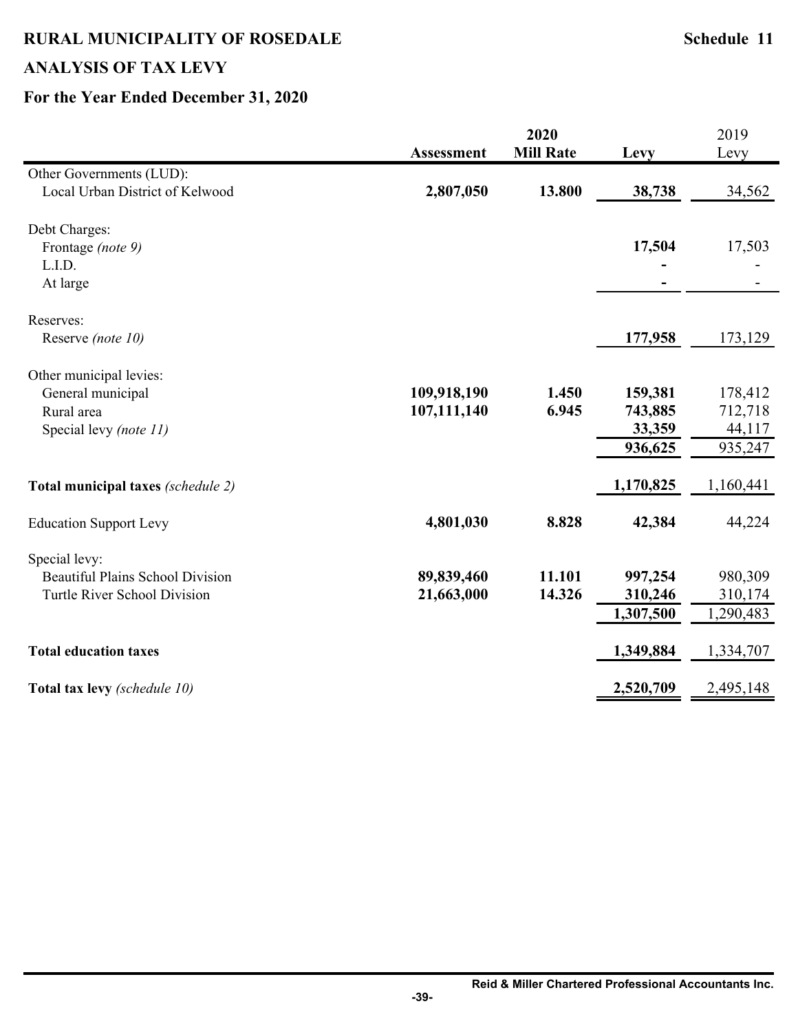# RURAL MUNICIPALITY OF ROSEDALE

**Schedule 11**

## ANALYSIS OF TAX LEVY

### For the Year Ended December 31, 2020

| | 2020 Assessment | 2020 Mill Rate | 2020 Levy | 2019 Levy |
|---|---|---|---|---|
| Other Governments (LUD): | | | | |
| Local Urban District of Kelwood | **2,807,050** | **13.800** | **38,738** | 34,562 |
| Debt Charges: | | | | |
| Frontage *(note 9)* | | | **17,504** | 17,503 |
| L.I.D. | | | **-** | - |
| At large | | | **-** | - |
| Reserves: | | | | |
| Reserve *(note 10)* | | | **177,958** | 173,129 |
| Other municipal levies: | | | | |
| General municipal | **109,918,190** | **1.450** | **159,381** | 178,412 |
| Rural area | **107,111,140** | **6.945** | **743,885** | 712,718 |
| Special levy *(note 11)* | | | **33,359** | 44,117 |
| | | | **936,625** | 935,247 |
| **Total municipal taxes** *(schedule 2)* | | | **1,170,825** | 1,160,441 |
| Education Support Levy | **4,801,030** | **8.828** | **42,384** | 44,224 |
| Special levy: | | | | |
| Beautiful Plains School Division | **89,839,460** | **11.101** | **997,254** | 980,309 |
| Turtle River School Division | **21,663,000** | **14.326** | **310,246** | 310,174 |
| | | | **1,307,500** | 1,290,483 |
| **Total education taxes** | | | **1,349,884** | 1,334,707 |
| **Total tax levy** *(schedule 10)* | | | **2,520,709** | 2,495,148 |

Reid & Miller Chartered Professional Accountants Inc.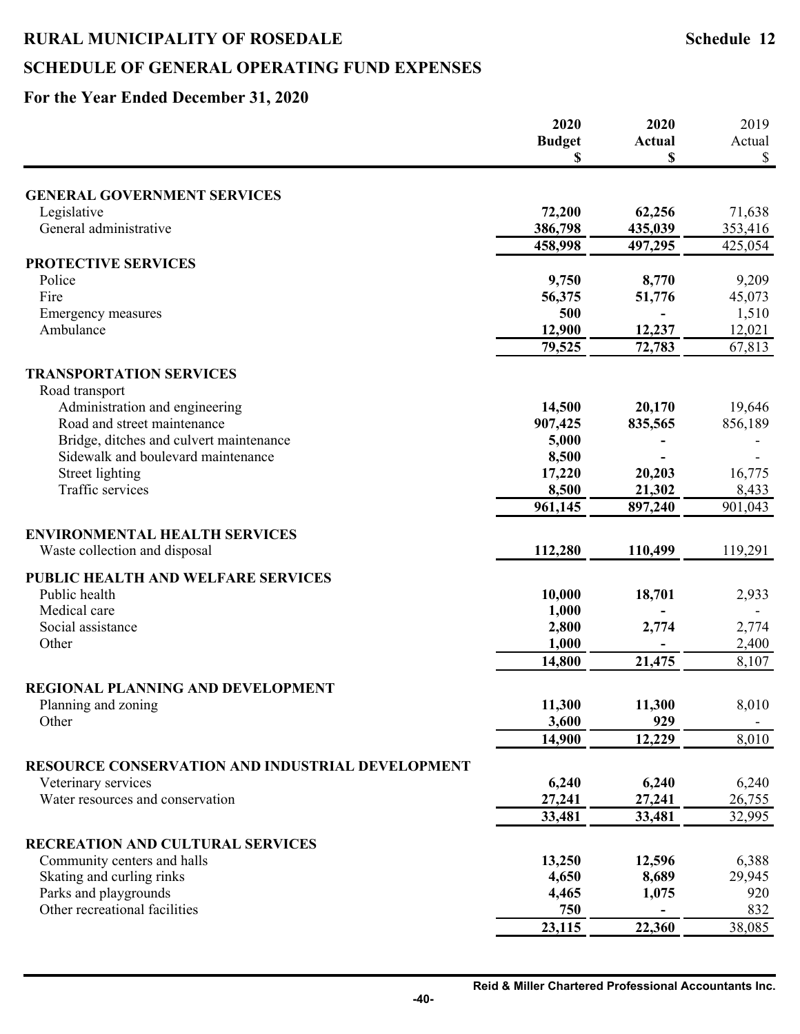# RURAL MUNICIPALITY OF ROSEDALE

Schedule 12

## SCHEDULE OF GENERAL OPERATING FUND EXPENSES

### For the Year Ended December 31, 2020

| | 2020 Budget $ | 2020 Actual $ | 2019 Actual $ |
|---|---|---|---|
| **GENERAL GOVERNMENT SERVICES** | | | |
| Legislative | 72,200 | 62,256 | 71,638 |
| General administrative | 386,798 | 435,039 | 353,416 |
| | 458,998 | 497,295 | 425,054 |
| **PROTECTIVE SERVICES** | | | |
| Police | 9,750 | 8,770 | 9,209 |
| Fire | 56,375 | 51,776 | 45,073 |
| Emergency measures | 500 | - | 1,510 |
| Ambulance | 12,900 | 12,237 | 12,021 |
| | 79,525 | 72,783 | 67,813 |
| **TRANSPORTATION SERVICES** | | | |
| Road transport | | | |
| Administration and engineering | 14,500 | 20,170 | 19,646 |
| Road and street maintenance | 907,425 | 835,565 | 856,189 |
| Bridge, ditches and culvert maintenance | 5,000 | - | - |
| Sidewalk and boulevard maintenance | 8,500 | - | - |
| Street lighting | 17,220 | 20,203 | 16,775 |
| Traffic services | 8,500 | 21,302 | 8,433 |
| | 961,145 | 897,240 | 901,043 |
| **ENVIRONMENTAL HEALTH SERVICES** | | | |
| Waste collection and disposal | 112,280 | 110,499 | 119,291 |
| **PUBLIC HEALTH AND WELFARE SERVICES** | | | |
| Public health | 10,000 | 18,701 | 2,933 |
| Medical care | 1,000 | - | - |
| Social assistance | 2,800 | 2,774 | 2,774 |
| Other | 1,000 | - | 2,400 |
| | 14,800 | 21,475 | 8,107 |
| **REGIONAL PLANNING AND DEVELOPMENT** | | | |
| Planning and zoning | 11,300 | 11,300 | 8,010 |
| Other | 3,600 | 929 | - |
| | 14,900 | 12,229 | 8,010 |
| **RESOURCE CONSERVATION AND INDUSTRIAL DEVELOPMENT** | | | |
| Veterinary services | 6,240 | 6,240 | 6,240 |
| Water resources and conservation | 27,241 | 27,241 | 26,755 |
| | 33,481 | 33,481 | 32,995 |
| **RECREATION AND CULTURAL SERVICES** | | | |
| Community centers and halls | 13,250 | 12,596 | 6,388 |
| Skating and curling rinks | 4,650 | 8,689 | 29,945 |
| Parks and playgrounds | 4,465 | 1,075 | 920 |
| Other recreational facilities | 750 | - | 832 |
| | 23,115 | 22,360 | 38,085 |

Reid & Miller Chartered Professional Accountants Inc.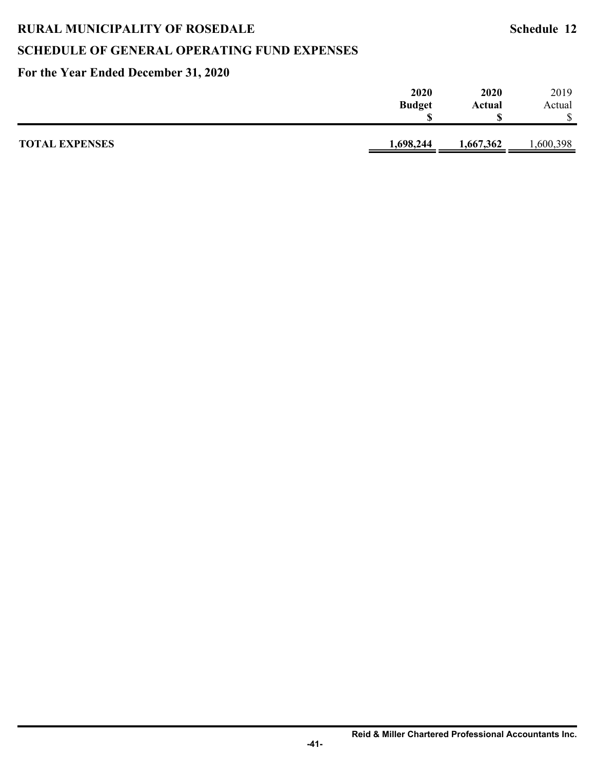# RURAL MUNICIPALITY OF ROSEDALE

**Schedule 12**

## SCHEDULE OF GENERAL OPERATING FUND EXPENSES

### For the Year Ended December 31, 2020

| | 2020 Budget $ | 2020 Actual $ | 2019 Actual $ |
|---|---|---|---|
| **TOTAL EXPENSES** | **1,698,244** | **1,667,362** | 1,600,398 |

**Reid & Miller Chartered Professional Accountants Inc.**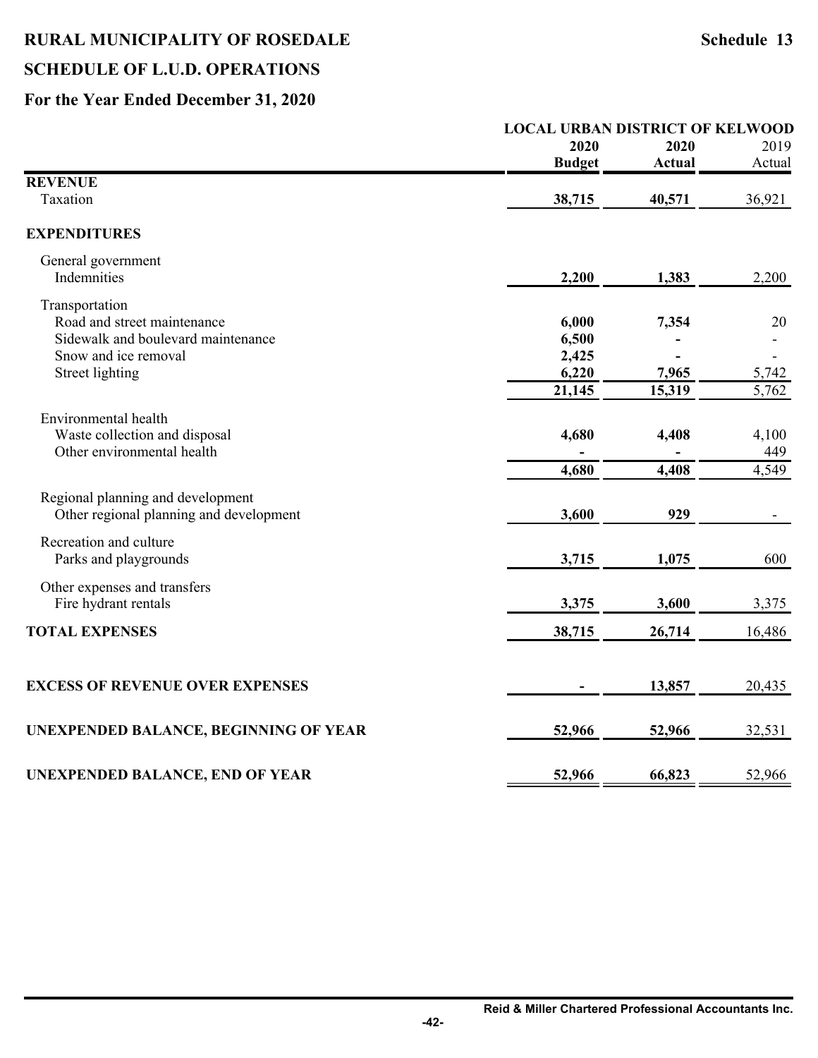# RURAL MUNICIPALITY OF ROSEDALE

**Schedule 13**

## SCHEDULE OF L.U.D. OPERATIONS

## For the Year Ended December 31, 2020

| | LOCAL URBAN DISTRICT OF KELWOOD | | |
|---|---|---|---|
| | **2020 Budget** | **2020 Actual** | 2019 Actual |
| **REVENUE** | | | |
| Taxation | **38,715** | **40,571** | 36,921 |
| **EXPENDITURES** | | | |
| General government | | | |
| Indemnities | **2,200** | **1,383** | 2,200 |
| Transportation | | | |
| Road and street maintenance | **6,000** | **7,354** | 20 |
| Sidewalk and boulevard maintenance | **6,500** | **-** | - |
| Snow and ice removal | **2,425** | **-** | - |
| Street lighting | **6,220** | **7,965** | 5,742 |
| | **21,145** | **15,319** | 5,762 |
| Environmental health | | | |
| Waste collection and disposal | **4,680** | **4,408** | 4,100 |
| Other environmental health | **-** | **-** | 449 |
| | **4,680** | **4,408** | 4,549 |
| Regional planning and development | | | |
| Other regional planning and development | **3,600** | **929** | - |
| Recreation and culture | | | |
| Parks and playgrounds | **3,715** | **1,075** | 600 |
| Other expenses and transfers | | | |
| Fire hydrant rentals | **3,375** | **3,600** | 3,375 |
| **TOTAL EXPENSES** | **38,715** | **26,714** | 16,486 |
| **EXCESS OF REVENUE OVER EXPENSES** | **-** | **13,857** | 20,435 |
| **UNEXPENDED BALANCE, BEGINNING OF YEAR** | **52,966** | **52,966** | 32,531 |
| **UNEXPENDED BALANCE, END OF YEAR** | **52,966** | **66,823** | 52,966 |

Reid & Miller Chartered Professional Accountants Inc.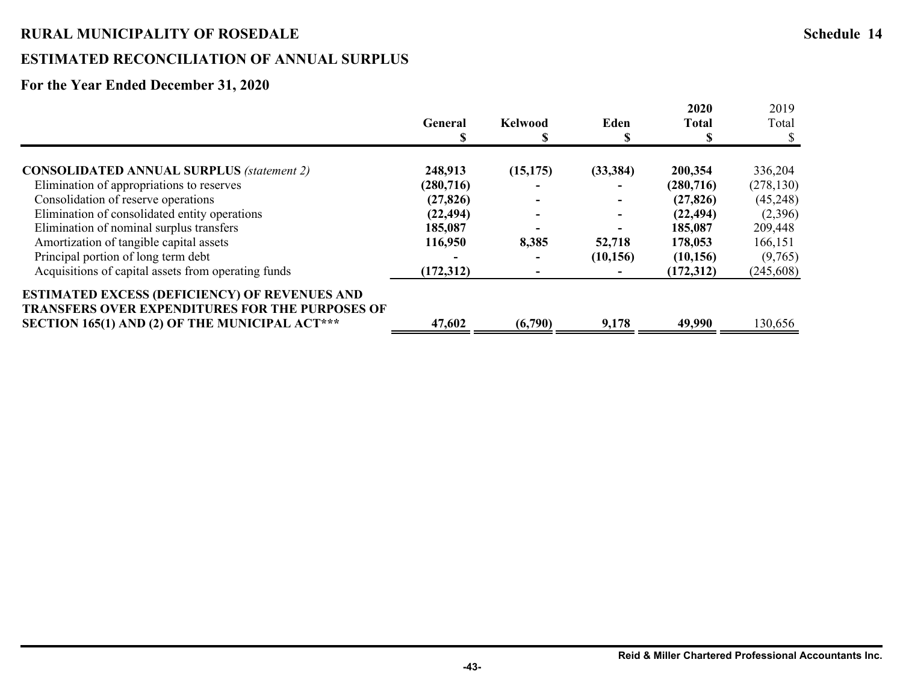# RURAL MUNICIPALITY OF ROSEDALE

## ESTIMATED RECONCILIATION OF ANNUAL SURPLUS

## For the Year Ended December 31, 2020

**Schedule 14**

| | General $ | Kelwood $ | Eden $ | 2020 Total $ | 2019 Total $ |
|---|---|---|---|---|---|
| **CONSOLIDATED ANNUAL SURPLUS** *(statement 2)* | **248,913** | **(15,175)** | **(33,384)** | **200,354** | 336,204 |
| Elimination of appropriations to reserves | **(280,716)** | **-** | **-** | **(280,716)** | (278,130) |
| Consolidation of reserve operations | **(27,826)** | **-** | **-** | **(27,826)** | (45,248) |
| Elimination of consolidated entity operations | **(22,494)** | **-** | **-** | **(22,494)** | (2,396) |
| Elimination of nominal surplus transfers | **185,087** | **-** | **-** | **185,087** | 209,448 |
| Amortization of tangible capital assets | **116,950** | **8,385** | **52,718** | **178,053** | 166,151 |
| Principal portion of long term debt | **-** | **-** | **(10,156)** | **(10,156)** | (9,765) |
| Acquisitions of capital assets from operating funds | **(172,312)** | **-** | **-** | **(172,312)** | (245,608) |
| **ESTIMATED EXCESS (DEFICIENCY) OF REVENUES AND TRANSFERS OVER EXPENDITURES FOR THE PURPOSES OF SECTION 165(1) AND (2) OF THE MUNICIPAL ACT*** ** | **47,602** | **(6,790)** | **9,178** | **49,990** | 130,656 |

Reid & Miller Chartered Professional Accountants Inc.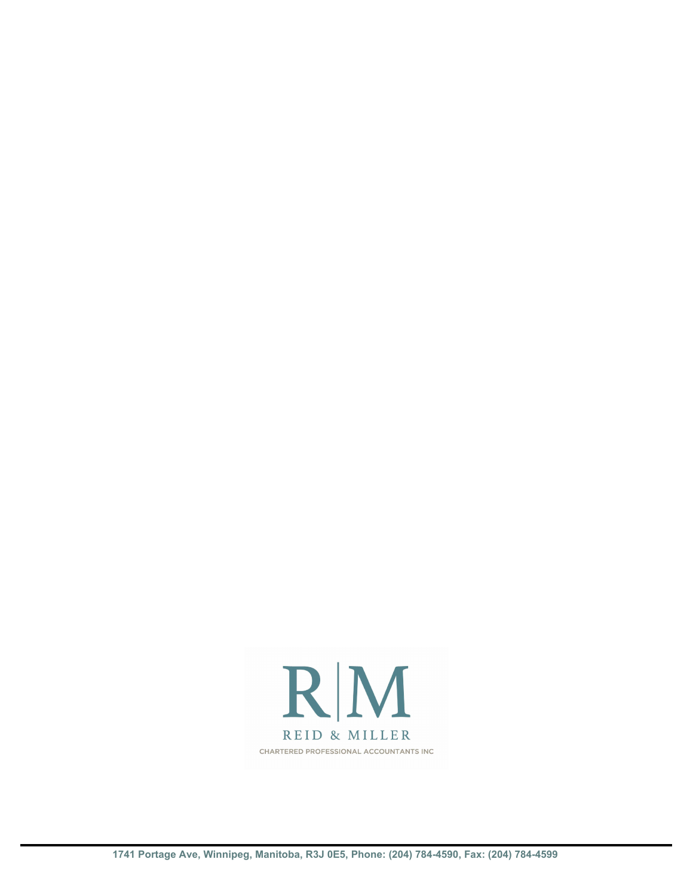R|M

REID & MILLER

CHARTERED PROFESSIONAL ACCOUNTANTS INC

1741 Portage Ave, Winnipeg, Manitoba, R3J 0E5, Phone: (204) 784-4590, Fax: (204) 784-4599